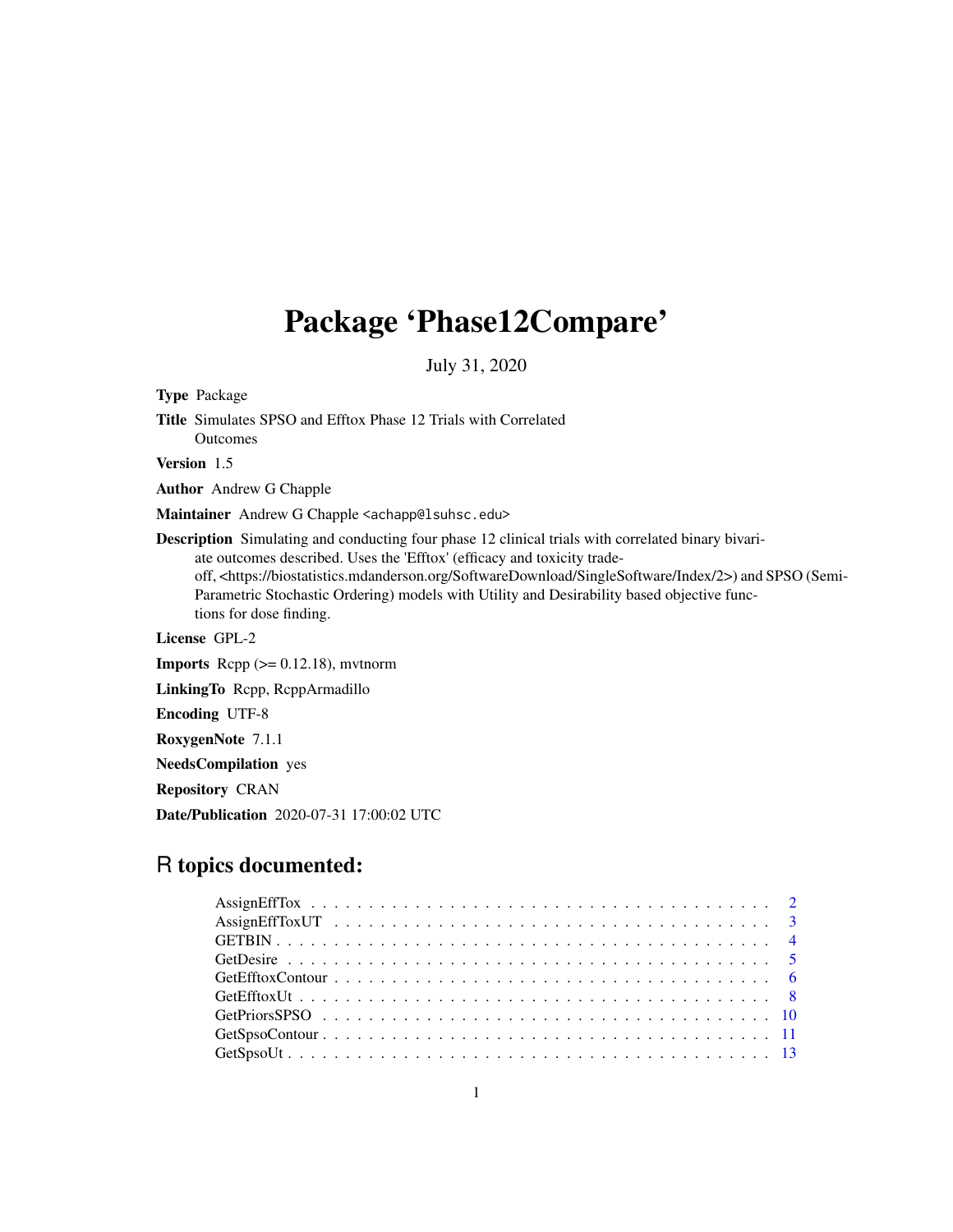# Package 'Phase12Compare'

July 31, 2020

**Type** Package

**Title** Simulates SPSO and Efftox Phase 12 Trials with Correlated Outcomes

**Version** 1.5

**Author** Andrew G Chapple

**Maintainer** Andrew G Chapple <achapp@lsuhsc.edu>

**Description** Simulating and conducting four phase 12 clinical trials with correlated binary bivariate outcomes described. Uses the 'Efftox' (efficacy and toxicity tradeoff, <https://biostatistics.mdanderson.org/SoftwareDownload/SingleSoftware/Index/2>) and SPSO (Semi-Parametric Stochastic Ordering) models with Utility and Desirability based objective functions for dose finding.

**License** GPL-2

**Imports** Rcpp (>= 0.12.18), mvtnorm

**LinkingTo** Rcpp, RcppArmadillo

**Encoding** UTF-8

**RoxygenNote** 7.1.1

**NeedsCompilation** yes

**Repository** CRAN

**Date/Publication** 2020-07-31 17:00:02 UTC

## R topics documented:

| | |
|---|---|
| AssignEffTox | 2 |
| AssignEffToxUT | 3 |
| GETBIN | 4 |
| GetDesire | 5 |
| GetEfftoxContour | 6 |
| GetEfftoxUt | 8 |
| GetPriorsSPSO | 10 |
| GetSpsoContour | 11 |
| GetSpsoUt | 13 |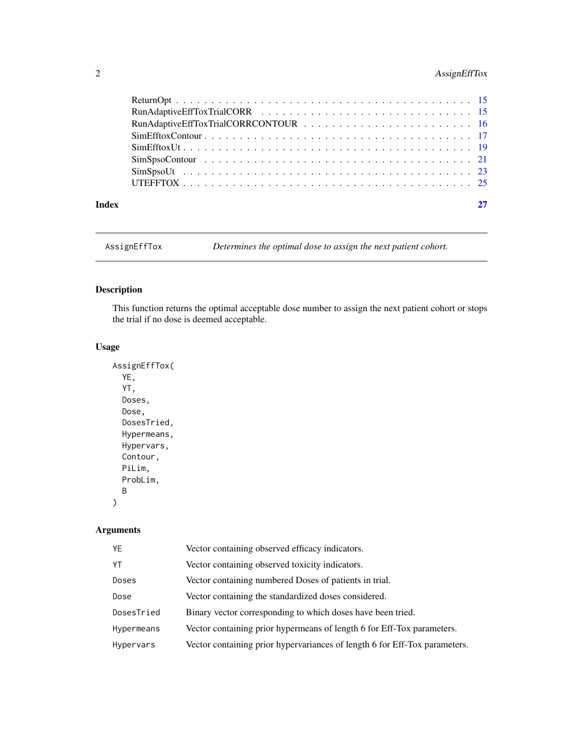ReturnOpt . . . . . . . . . . . . . . . . . . . . . . . . . . . . . . . . . . . . . . 15
RunAdaptiveEffToxTrialCORR . . . . . . . . . . . . . . . . . . . . . . . . . . . . 15
RunAdaptiveEffToxTrialCORRCONTOUR . . . . . . . . . . . . . . . . . . . . . . . 16
SimEfftoxContour . . . . . . . . . . . . . . . . . . . . . . . . . . . . . . . . . 17
SimEfftoxUt . . . . . . . . . . . . . . . . . . . . . . . . . . . . . . . . . . . . 19
SimSpsoContour . . . . . . . . . . . . . . . . . . . . . . . . . . . . . . . . . . 21
SimSpsoUt . . . . . . . . . . . . . . . . . . . . . . . . . . . . . . . . . . . . . 23
UTEFFTOX . . . . . . . . . . . . . . . . . . . . . . . . . . . . . . . . . . . . . 25

**Index** **27**

---

`AssignEffTox` *Determines the optimal dose to assign the next patient cohort.*

---

## Description

This function returns the optimal acceptable dose number to assign the next patient cohort or stops the trial if no dose is deemed acceptable.

## Usage

```
AssignEffTox(
  YE,
  YT,
  Doses,
  Dose,
  DosesTried,
  Hypermeans,
  Hypervars,
  Contour,
  PiLim,
  ProbLim,
  B
)
```

## Arguments

| | |
|---|---|
| `YE` | Vector containing observed efficacy indicators. |
| `YT` | Vector containing observed toxicity indicators. |
| `Doses` | Vector containing numbered Doses of patients in trial. |
| `Dose` | Vector containing the standardized doses considered. |
| `DosesTried` | Binary vector corresponding to which doses have been tried. |
| `Hypermeans` | Vector containing prior hypermeans of length 6 for Eff-Tox parameters. |
| `Hypervars` | Vector containing prior hypervariances of length 6 for Eff-Tox parameters. |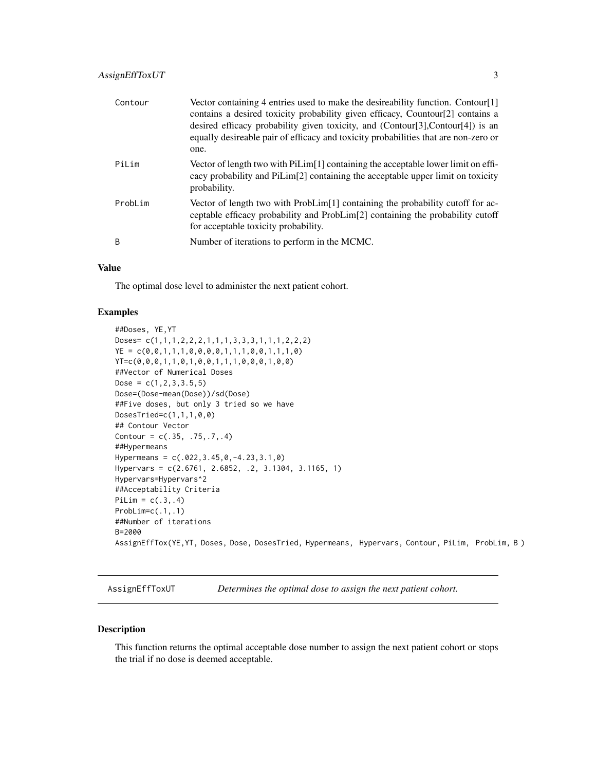| | |
|---|---|
| Contour | Vector containing 4 entries used to make the desireability function. Contour[1] contains a desired toxicity probability given efficacy, Countour[2] contains a desired efficacy probability given toxicity, and (Contour[3],Contour[4]) is an equally desireable pair of efficacy and toxicity probabilities that are non-zero or one. |
| PiLim | Vector of length two with PiLim[1] containing the acceptable lower limit on efficacy probability and PiLim[2] containing the acceptable upper limit on toxicity probability. |
| ProbLim | Vector of length two with ProbLim[1] containing the probability cutoff for acceptable efficacy probability and ProbLim[2] containing the probability cutoff for acceptable toxicity probability. |
| B | Number of iterations to perform in the MCMC. |

### Value

The optimal dose level to administer the next patient cohort.

### Examples

```
##Doses, YE,YT
Doses= c(1,1,1,2,2,2,1,1,1,3,3,3,1,1,1,2,2,2)
YE = c(0,0,1,1,1,0,0,0,0,1,1,1,0,0,1,1,1,0)
YT=c(0,0,0,1,1,0,1,0,0,1,1,1,0,0,0,1,0,0)
##Vector of Numerical Doses
Dose = c(1,2,3,3.5,5)
Dose=(Dose-mean(Dose))/sd(Dose)
##Five doses, but only 3 tried so we have
DosesTried=c(1,1,1,0,0)
## Contour Vector
Contour = c(.35, .75,.7,.4)
##Hypermeans
Hypermeans = c(.022,3.45,0,-4.23,3.1,0)
Hypervars = c(2.6761, 2.6852, .2, 3.1304, 3.1165, 1)
Hypervars=Hypervars^2
##Acceptability Criteria
PiLim = c(.3,.4)
ProbLim=c(.1,.1)
##Number of iterations
B=2000
AssignEffTox(YE,YT, Doses, Dose, DosesTried, Hypermeans,  Hypervars, Contour, PiLim,  ProbLim, B )
```

---

## AssignEffToxUT — *Determines the optimal dose to assign the next patient cohort.*

### Description

This function returns the optimal acceptable dose number to assign the next patient cohort or stops the trial if no dose is deemed acceptable.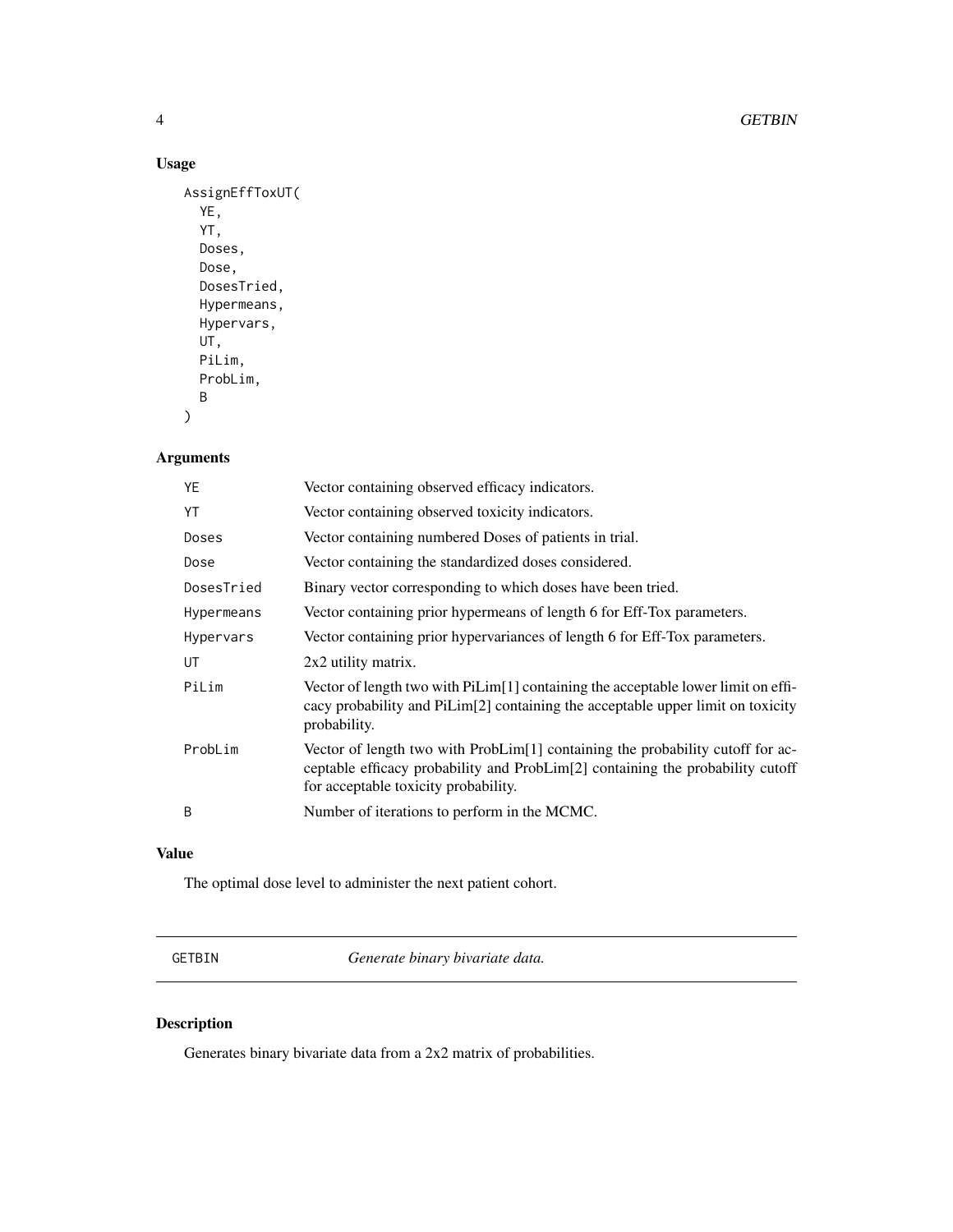### Usage

```
AssignEffToxUT(
  YE,
  YT,
  Doses,
  Dose,
  DosesTried,
  Hypermeans,
  Hypervars,
  UT,
  PiLim,
  ProbLim,
  B
)
```

### Arguments

| | |
|---|---|
| YE | Vector containing observed efficacy indicators. |
| YT | Vector containing observed toxicity indicators. |
| Doses | Vector containing numbered Doses of patients in trial. |
| Dose | Vector containing the standardized doses considered. |
| DosesTried | Binary vector corresponding to which doses have been tried. |
| Hypermeans | Vector containing prior hypermeans of length 6 for Eff-Tox parameters. |
| Hypervars | Vector containing prior hypervariances of length 6 for Eff-Tox parameters. |
| UT | 2x2 utility matrix. |
| PiLim | Vector of length two with PiLim[1] containing the acceptable lower limit on efficacy probability and PiLim[2] containing the acceptable upper limit on toxicity probability. |
| ProbLim | Vector of length two with ProbLim[1] containing the probability cutoff for acceptable efficacy probability and ProbLim[2] containing the probability cutoff for acceptable toxicity probability. |
| B | Number of iterations to perform in the MCMC. |

### Value

The optimal dose level to administer the next patient cohort.

---

## GETBIN — *Generate binary bivariate data.*

---

### Description

Generates binary bivariate data from a 2x2 matrix of probabilities.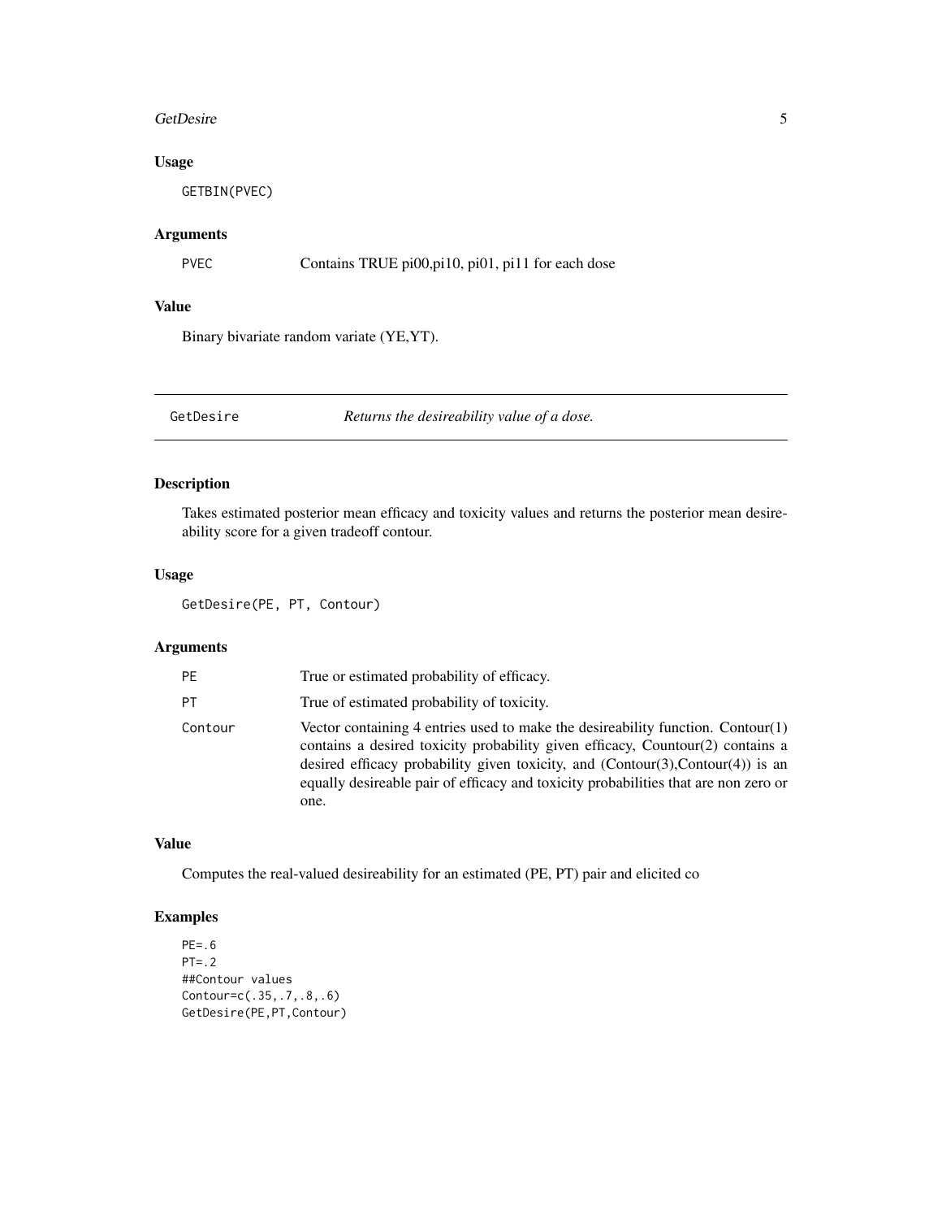## Usage

```
GETBIN(PVEC)
```

## Arguments

| | |
|---|---|
| PVEC | Contains TRUE pi00,pi10, pi01, pi11 for each dose |

## Value

Binary bivariate random variate (YE,YT).

---

# GetDesire *Returns the desireability value of a dose.*

## Description

Takes estimated posterior mean efficacy and toxicity values and returns the posterior mean desireability score for a given tradeoff contour.

## Usage

```
GetDesire(PE, PT, Contour)
```

## Arguments

| | |
|---|---|
| PE | True or estimated probability of efficacy. |
| PT | True of estimated probability of toxicity. |
| Contour | Vector containing 4 entries used to make the desireability function. Contour(1) contains a desired toxicity probability given efficacy, Countour(2) contains a desired efficacy probability given toxicity, and (Contour(3),Contour(4)) is an equally desireable pair of efficacy and toxicity probabilities that are non zero or one. |

## Value

Computes the real-valued desireability for an estimated (PE, PT) pair and elicited co

## Examples

```
PE=.6
PT=.2
##Contour values
Contour=c(.35,.7,.8,.6)
GetDesire(PE,PT,Contour)
```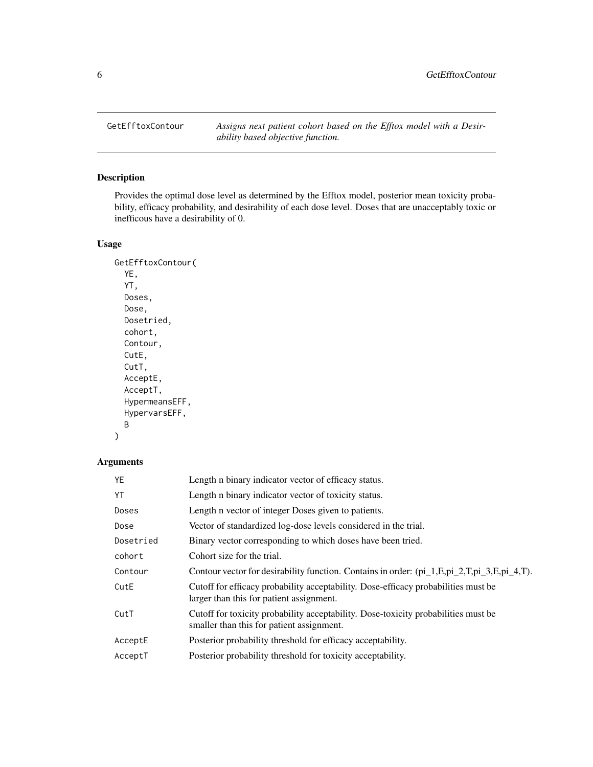GetEfftoxContour *Assigns next patient cohort based on the Efftox model with a Desirability based objective function.*

## Description

Provides the optimal dose level as determined by the Efftox model, posterior mean toxicity probability, efficacy probability, and desirability of each dose level. Doses that are unacceptably toxic or inefficous have a desirability of 0.

## Usage

```
GetEfftoxContour(
  YE,
  YT,
  Doses,
  Dose,
  Dosetried,
  cohort,
  Contour,
  CutE,
  CutT,
  AcceptE,
  AcceptT,
  HypermeansEFF,
  HypervarsEFF,
  B
)
```

## Arguments

| | |
|---|---|
| YE | Length n binary indicator vector of efficacy status. |
| YT | Length n binary indicator vector of toxicity status. |
| Doses | Length n vector of integer Doses given to patients. |
| Dose | Vector of standardized log-dose levels considered in the trial. |
| Dosetried | Binary vector corresponding to which doses have been tried. |
| cohort | Cohort size for the trial. |
| Contour | Contour vector for desirability function. Contains in order: (pi_1,E,pi_2,T,pi_3,E,pi_4,T). |
| CutE | Cutoff for efficacy probability acceptability. Dose-efficacy probabilities must be larger than this for patient assignment. |
| CutT | Cutoff for toxicity probability acceptability. Dose-toxicity probabilities must be smaller than this for patient assignment. |
| AcceptE | Posterior probability threshold for efficacy acceptability. |
| AcceptT | Posterior probability threshold for toxicity acceptability. |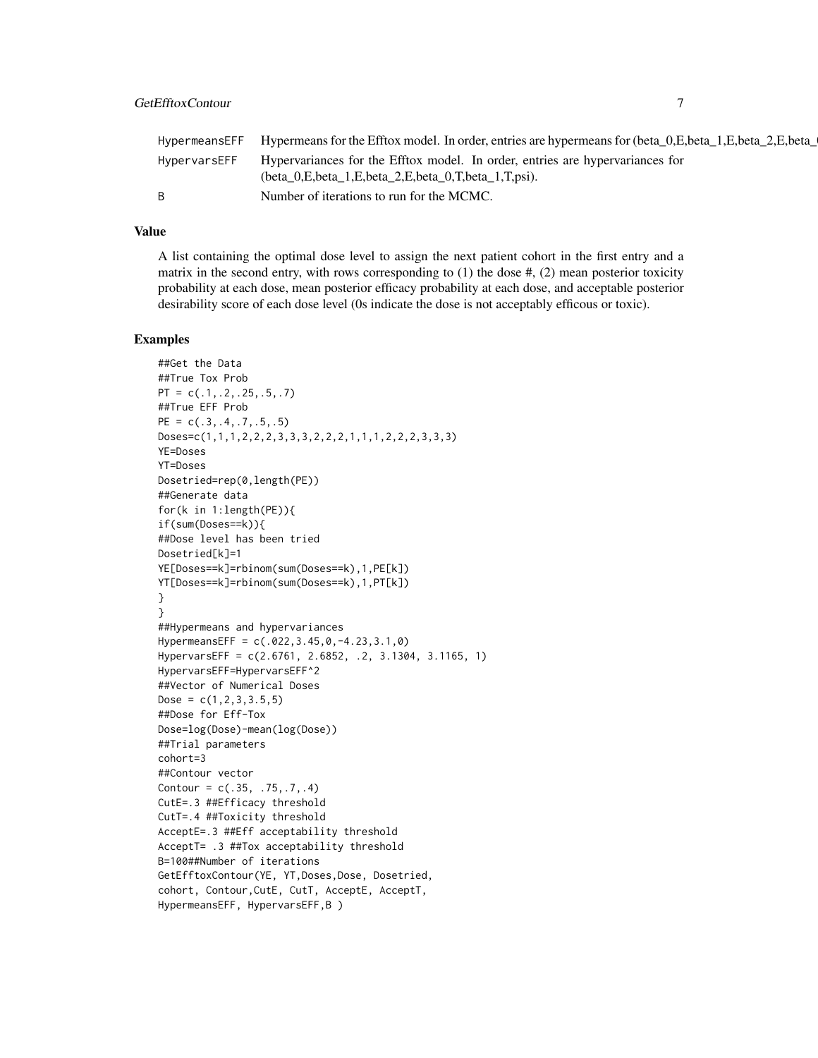| | |
|---|---|
| HypermeansEFF | Hypermeans for the Efftox model. In order, entries are hypermeans for (beta_0,E,beta_1,E,beta_2,E,beta_( |
| HypervarsEFF | Hypervariances for the Efftox model. In order, entries are hypervariances for (beta_0,E,beta_1,E,beta_2,E,beta_0,T,beta_1,T,psi). |
| B | Number of iterations to run for the MCMC. |

## Value

A list containing the optimal dose level to assign the next patient cohort in the first entry and a matrix in the second entry, with rows corresponding to (1) the dose #, (2) mean posterior toxicity probability at each dose, mean posterior efficacy probability at each dose, and acceptable posterior desirability score of each dose level (0s indicate the dose is not acceptably efficous or toxic).

## Examples

```
##Get the Data
##True Tox Prob
PT = c(.1,.2,.25,.5,.7)
##True EFF Prob
PE = c(.3,.4,.7,.5,.5)
Doses=c(1,1,1,2,2,2,3,3,3,2,2,2,1,1,1,2,2,2,3,3,3)
YE=Doses
YT=Doses
Dosetried=rep(0,length(PE))
##Generate data
for(k in 1:length(PE)){
if(sum(Doses==k)){
##Dose level has been tried
Dosetried[k]=1
YE[Doses==k]=rbinom(sum(Doses==k),1,PE[k])
YT[Doses==k]=rbinom(sum(Doses==k),1,PT[k])
}
}
##Hypermeans and hypervariances
HypermeansEFF = c(.022,3.45,0,-4.23,3.1,0)
HypervarsEFF = c(2.6761, 2.6852, .2, 3.1304, 3.1165, 1)
HypervarsEFF=HypervarsEFF^2
##Vector of Numerical Doses
Dose = c(1,2,3,3.5,5)
##Dose for Eff-Tox
Dose=log(Dose)-mean(log(Dose))
##Trial parameters
cohort=3
##Contour vector
Contour = c(.35, .75,.7,.4)
CutE=.3 ##Efficacy threshold
CutT=.4 ##Toxicity threshold
AcceptE=.3 ##Eff acceptability threshold
AcceptT= .3 ##Tox acceptability threshold
B=100##Number of iterations
GetEfftoxContour(YE, YT,Doses,Dose, Dosetried,
cohort, Contour,CutE, CutT, AcceptE, AcceptT,
HypermeansEFF, HypervarsEFF,B )
```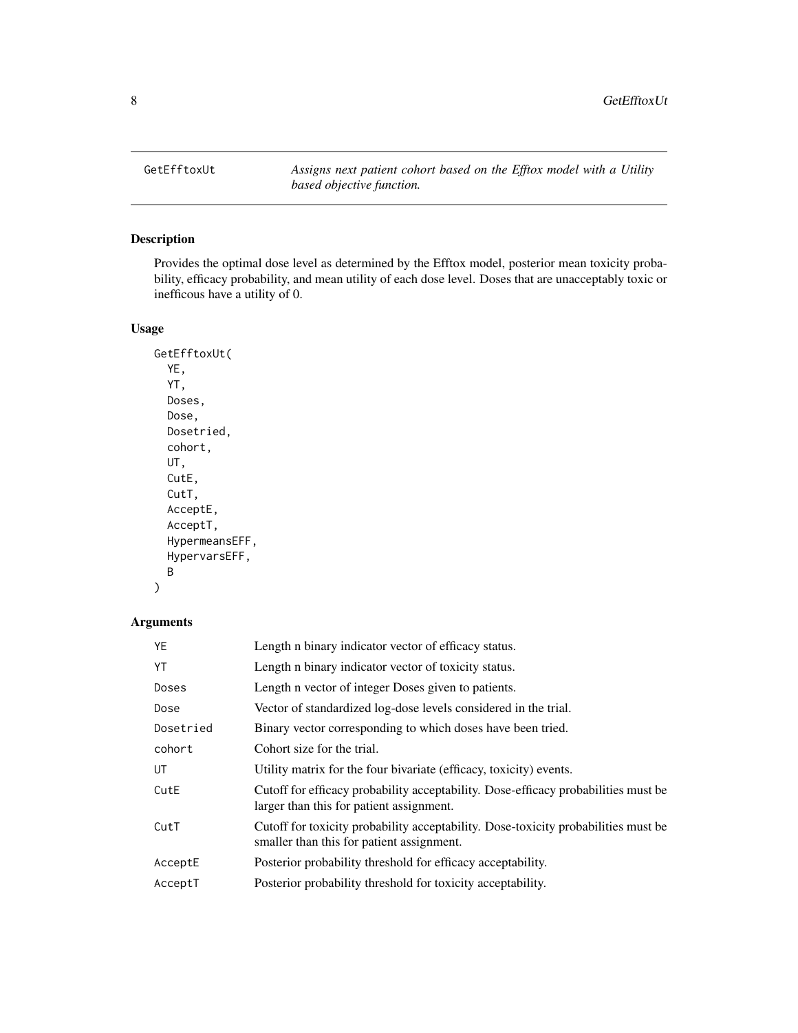GetEfftoxUt *Assigns next patient cohort based on the Efftox model with a Utility based objective function.*

## Description

Provides the optimal dose level as determined by the Efftox model, posterior mean toxicity probability, efficacy probability, and mean utility of each dose level. Doses that are unacceptably toxic or inefficous have a utility of 0.

## Usage

```
GetEfftoxUt(
  YE,
  YT,
  Doses,
  Dose,
  Dosetried,
  cohort,
  UT,
  CutE,
  CutT,
  AcceptE,
  AcceptT,
  HypermeansEFF,
  HypervarsEFF,
  B
)
```

## Arguments

| | |
|---|---|
| YE | Length n binary indicator vector of efficacy status. |
| YT | Length n binary indicator vector of toxicity status. |
| Doses | Length n vector of integer Doses given to patients. |
| Dose | Vector of standardized log-dose levels considered in the trial. |
| Dosetried | Binary vector corresponding to which doses have been tried. |
| cohort | Cohort size for the trial. |
| UT | Utility matrix for the four bivariate (efficacy, toxicity) events. |
| CutE | Cutoff for efficacy probability acceptability. Dose-efficacy probabilities must be larger than this for patient assignment. |
| CutT | Cutoff for toxicity probability acceptability. Dose-toxicity probabilities must be smaller than this for patient assignment. |
| AcceptE | Posterior probability threshold for efficacy acceptability. |
| AcceptT | Posterior probability threshold for toxicity acceptability. |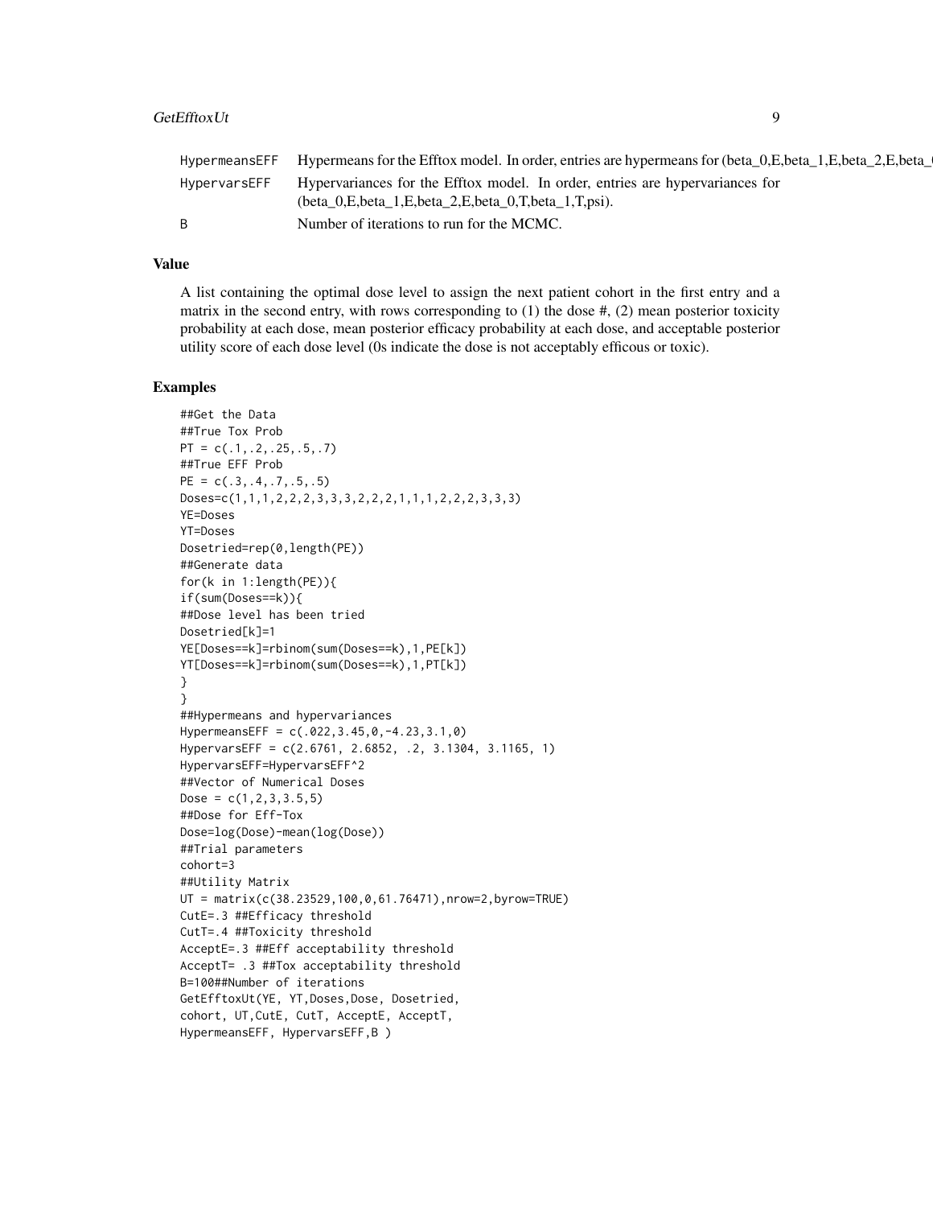| | |
|---|---|
| HypermeansEFF | Hypermeans for the Efftox model. In order, entries are hypermeans for (beta_0,E,beta_1,E,beta_2,E,beta_( |
| HypervarsEFF | Hypervariances for the Efftox model. In order, entries are hypervariances for (beta_0,E,beta_1,E,beta_2,E,beta_0,T,beta_1,T,psi). |
| B | Number of iterations to run for the MCMC. |

## Value

A list containing the optimal dose level to assign the next patient cohort in the first entry and a matrix in the second entry, with rows corresponding to (1) the dose #, (2) mean posterior toxicity probability at each dose, mean posterior efficacy probability at each dose, and acceptable posterior utility score of each dose level (0s indicate the dose is not acceptably efficous or toxic).

## Examples

```
##Get the Data
##True Tox Prob
PT = c(.1,.2,.25,.5,.7)
##True EFF Prob
PE = c(.3,.4,.7,.5,.5)
Doses=c(1,1,1,2,2,2,3,3,3,2,2,2,1,1,1,2,2,2,3,3,3)
YE=Doses
YT=Doses
Dosetried=rep(0,length(PE))
##Generate data
for(k in 1:length(PE)){
if(sum(Doses==k)){
##Dose level has been tried
Dosetried[k]=1
YE[Doses==k]=rbinom(sum(Doses==k),1,PE[k])
YT[Doses==k]=rbinom(sum(Doses==k),1,PT[k])
}
}
##Hypermeans and hypervariances
HypermeansEFF = c(.022,3.45,0,-4.23,3.1,0)
HypervarsEFF = c(2.6761, 2.6852, .2, 3.1304, 3.1165, 1)
HypervarsEFF=HypervarsEFF^2
##Vector of Numerical Doses
Dose = c(1,2,3,3.5,5)
##Dose for Eff-Tox
Dose=log(Dose)-mean(log(Dose))
##Trial parameters
cohort=3
##Utility Matrix
UT = matrix(c(38.23529,100,0,61.76471),nrow=2,byrow=TRUE)
CutE=.3 ##Efficacy threshold
CutT=.4 ##Toxicity threshold
AcceptE=.3 ##Eff acceptability threshold
AcceptT= .3 ##Tox acceptability threshold
B=100##Number of iterations
GetEfftoxUt(YE, YT,Doses,Dose, Dosetried,
cohort, UT,CutE, CutT, AcceptE, AcceptT,
HypermeansEFF, HypervarsEFF,B )
```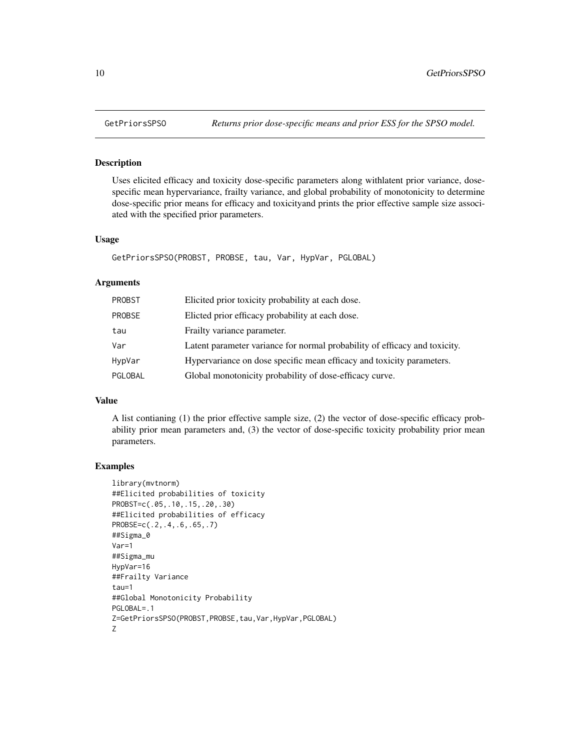# GetPriorsSPSO

*Returns prior dose-specific means and prior ESS for the SPSO model.*

## Description

Uses elicited efficacy and toxicity dose-specific parameters along withlatent prior variance, dose-specific mean hypervariance, frailty variance, and global probability of monotonicity to determine dose-specific prior means for efficacy and toxicityand prints the prior effective sample size associated with the specified prior parameters.

## Usage

```
GetPriorsSPSO(PROBST, PROBSE, tau, Var, HypVar, PGLOBAL)
```

## Arguments

| | |
|---|---|
| PROBST | Elicited prior toxicity probability at each dose. |
| PROBSE | Elicted prior efficacy probability at each dose. |
| tau | Frailty variance parameter. |
| Var | Latent parameter variance for normal probability of efficacy and toxicity. |
| HypVar | Hypervariance on dose specific mean efficacy and toxicity parameters. |
| PGLOBAL | Global monotonicity probability of dose-efficacy curve. |

## Value

A list contianing (1) the prior effective sample size, (2) the vector of dose-specific efficacy probability prior mean parameters and, (3) the vector of dose-specific toxicity probability prior mean parameters.

## Examples

```
library(mvtnorm)
##Elicited probabilities of toxicity
PROBST=c(.05,.10,.15,.20,.30)
##Elicited probabilities of efficacy
PROBSE=c(.2,.4,.6,.65,.7)
##Sigma_0
Var=1
##Sigma_mu
HypVar=16
##Frailty Variance
tau=1
##Global Monotonicity Probability
PGLOBAL=.1
Z=GetPriorsSPSO(PROBST,PROBSE,tau,Var,HypVar,PGLOBAL)
Z
```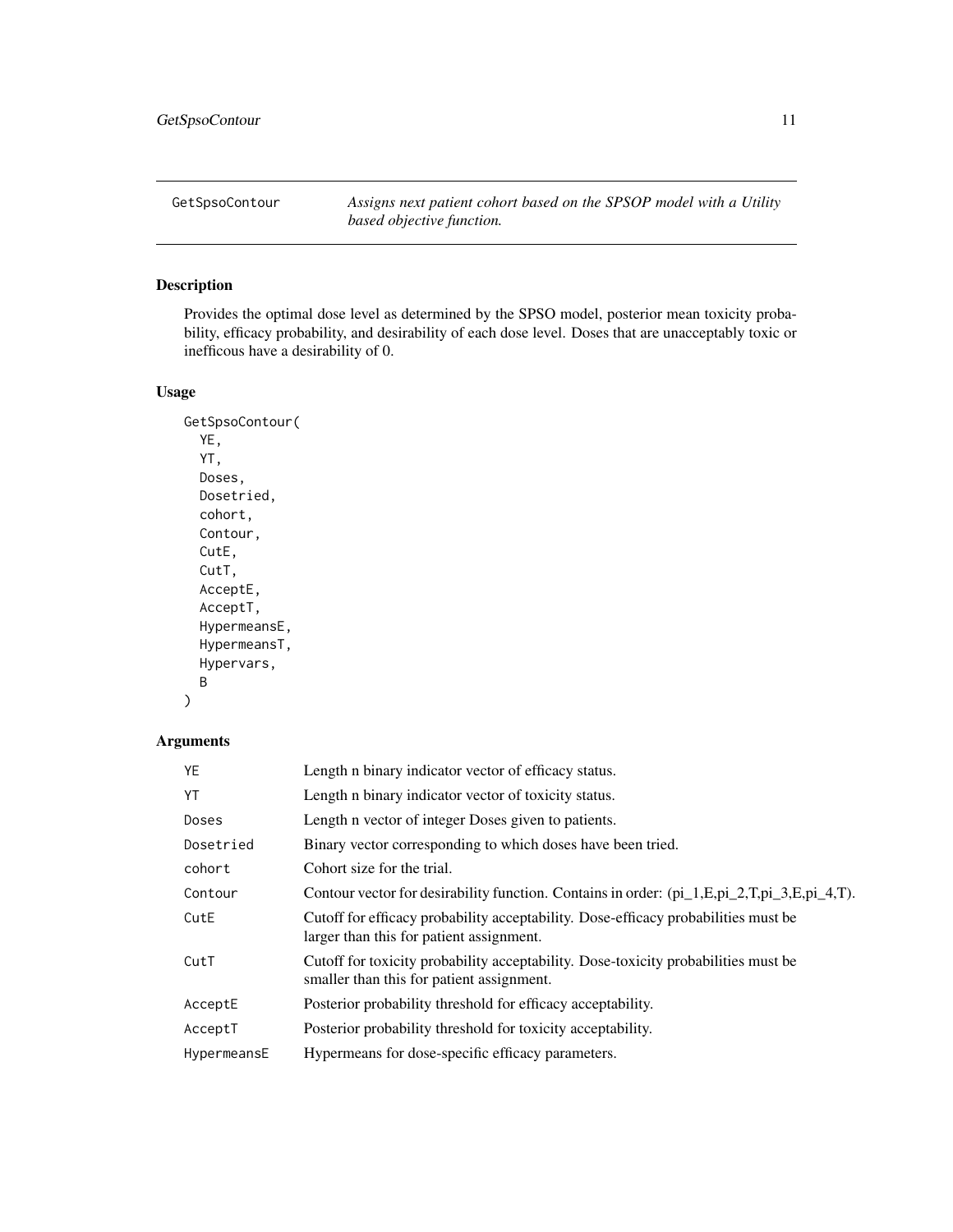## GetSpsoContour

*Assigns next patient cohort based on the SPSOP model with a Utility based objective function.*

### Description

Provides the optimal dose level as determined by the SPSO model, posterior mean toxicity probability, efficacy probability, and desirability of each dose level. Doses that are unacceptably toxic or inefficous have a desirability of 0.

### Usage

```
GetSpsoContour(
  YE,
  YT,
  Doses,
  Dosetried,
  cohort,
  Contour,
  CutE,
  CutT,
  AcceptE,
  AcceptT,
  HypermeansE,
  HypermeansT,
  Hypervars,
  B
)
```

### Arguments

| | |
|---|---|
| YE | Length n binary indicator vector of efficacy status. |
| YT | Length n binary indicator vector of toxicity status. |
| Doses | Length n vector of integer Doses given to patients. |
| Dosetried | Binary vector corresponding to which doses have been tried. |
| cohort | Cohort size for the trial. |
| Contour | Contour vector for desirability function. Contains in order: (pi_1,E,pi_2,T,pi_3,E,pi_4,T). |
| CutE | Cutoff for efficacy probability acceptability. Dose-efficacy probabilities must be larger than this for patient assignment. |
| CutT | Cutoff for toxicity probability acceptability. Dose-toxicity probabilities must be smaller than this for patient assignment. |
| AcceptE | Posterior probability threshold for efficacy acceptability. |
| AcceptT | Posterior probability threshold for toxicity acceptability. |
| HypermeansE | Hypermeans for dose-specific efficacy parameters. |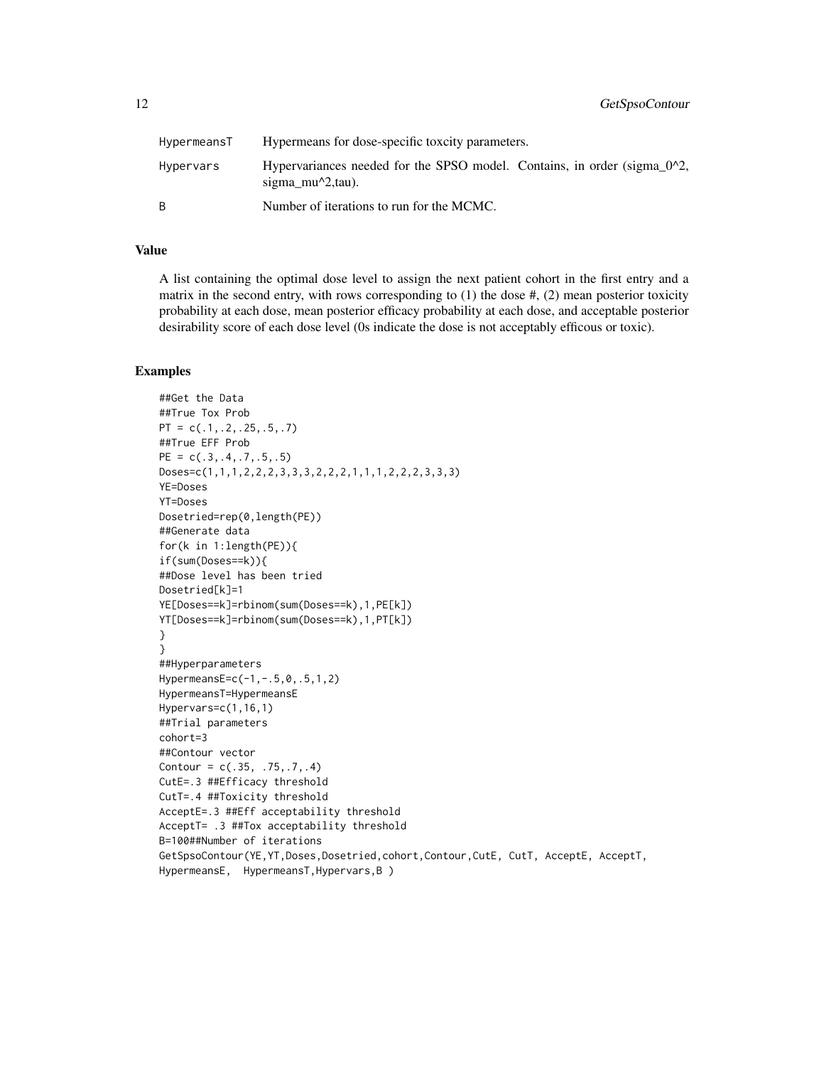| | |
|---|---|
| HypermeansT | Hypermeans for dose-specific toxcity parameters. |
| Hypervars | Hypervariances needed for the SPSO model. Contains, in order (sigma_0^2, sigma_mu^2,tau). |
| B | Number of iterations to run for the MCMC. |

## Value

A list containing the optimal dose level to assign the next patient cohort in the first entry and a matrix in the second entry, with rows corresponding to (1) the dose #, (2) mean posterior toxicity probability at each dose, mean posterior efficacy probability at each dose, and acceptable posterior desirability score of each dose level (0s indicate the dose is not acceptably efficous or toxic).

## Examples

```
##Get the Data
##True Tox Prob
PT = c(.1,.2,.25,.5,.7)
##True EFF Prob
PE = c(.3,.4,.7,.5,.5)
Doses=c(1,1,1,2,2,2,3,3,3,2,2,2,1,1,1,2,2,2,3,3,3)
YE=Doses
YT=Doses
Dosetried=rep(0,length(PE))
##Generate data
for(k in 1:length(PE)){
if(sum(Doses==k)){
##Dose level has been tried
Dosetried[k]=1
YE[Doses==k]=rbinom(sum(Doses==k),1,PE[k])
YT[Doses==k]=rbinom(sum(Doses==k),1,PT[k])
}
}
##Hyperparameters
HypermeansE=c(-1,-.5,0,.5,1,2)
HypermeansT=HypermeansE
Hypervars=c(1,16,1)
##Trial parameters
cohort=3
##Contour vector
Contour = c(.35, .75,.7,.4)
CutE=.3 ##Efficacy threshold
CutT=.4 ##Toxicity threshold
AcceptE=.3 ##Eff acceptability threshold
AcceptT= .3 ##Tox acceptability threshold
B=100##Number of iterations
GetSpsoContour(YE,YT,Doses,Dosetried,cohort,Contour,CutE, CutT, AcceptE, AcceptT,
HypermeansE,  HypermeansT,Hypervars,B )
```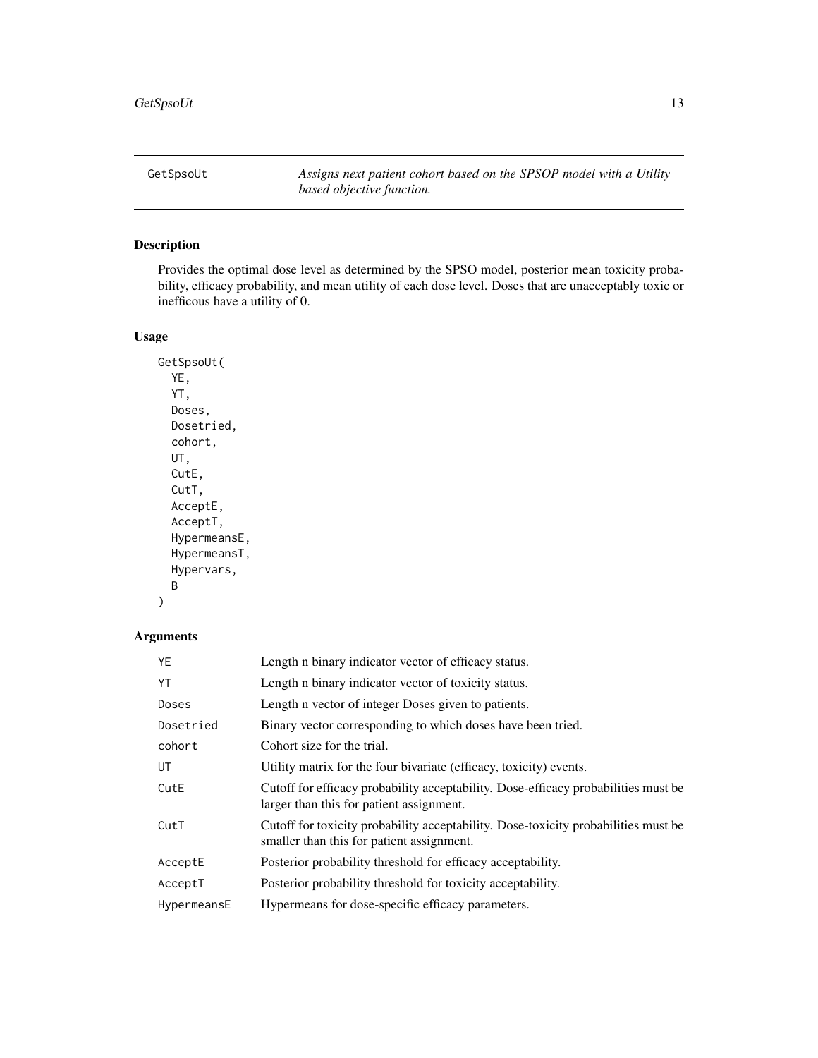# GetSpsoUt

*Assigns next patient cohort based on the SPSOP model with a Utility based objective function.*

## Description

Provides the optimal dose level as determined by the SPSO model, posterior mean toxicity probability, efficacy probability, and mean utility of each dose level. Doses that are unacceptably toxic or inefficous have a utility of 0.

## Usage

```
GetSpsoUt(
  YE,
  YT,
  Doses,
  Dosetried,
  cohort,
  UT,
  CutE,
  CutT,
  AcceptE,
  AcceptT,
  HypermeansE,
  HypermeansT,
  Hypervars,
  B
)
```

## Arguments

| | |
|---|---|
| YE | Length n binary indicator vector of efficacy status. |
| YT | Length n binary indicator vector of toxicity status. |
| Doses | Length n vector of integer Doses given to patients. |
| Dosetried | Binary vector corresponding to which doses have been tried. |
| cohort | Cohort size for the trial. |
| UT | Utility matrix for the four bivariate (efficacy, toxicity) events. |
| CutE | Cutoff for efficacy probability acceptability. Dose-efficacy probabilities must be larger than this for patient assignment. |
| CutT | Cutoff for toxicity probability acceptability. Dose-toxicity probabilities must be smaller than this for patient assignment. |
| AcceptE | Posterior probability threshold for efficacy acceptability. |
| AcceptT | Posterior probability threshold for toxicity acceptability. |
| HypermeansE | Hypermeans for dose-specific efficacy parameters. |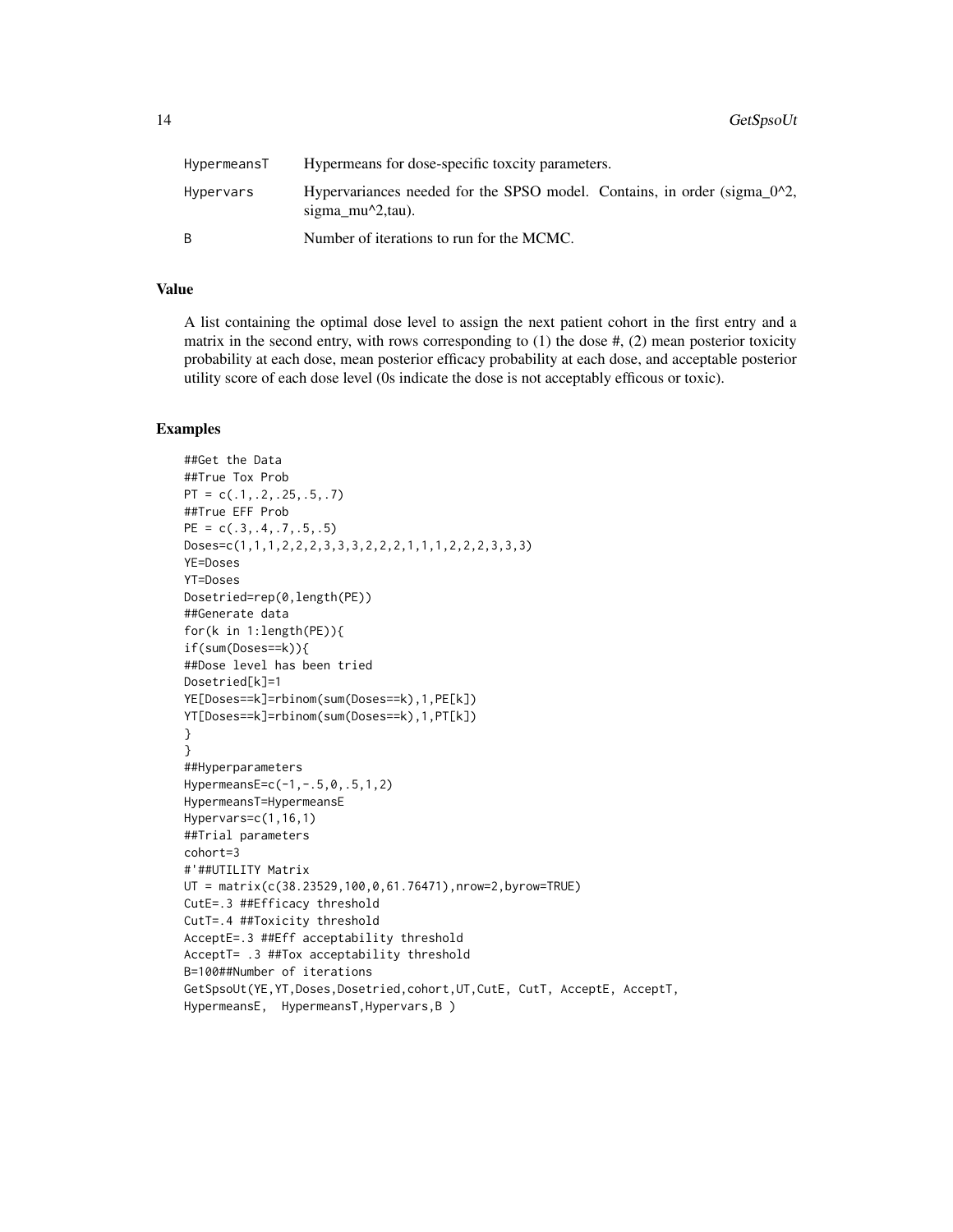| | |
|---|---|
| HypermeansT | Hypermeans for dose-specific toxcity parameters. |
| Hypervars | Hypervariances needed for the SPSO model. Contains, in order (sigma_0^2, sigma_mu^2,tau). |
| B | Number of iterations to run for the MCMC. |

## Value

A list containing the optimal dose level to assign the next patient cohort in the first entry and a matrix in the second entry, with rows corresponding to (1) the dose #, (2) mean posterior toxicity probability at each dose, mean posterior efficacy probability at each dose, and acceptable posterior utility score of each dose level (0s indicate the dose is not acceptably efficous or toxic).

## Examples

```
##Get the Data
##True Tox Prob
PT = c(.1,.2,.25,.5,.7)
##True EFF Prob
PE = c(.3,.4,.7,.5,.5)
Doses=c(1,1,1,2,2,2,3,3,3,2,2,2,1,1,1,2,2,2,3,3,3)
YE=Doses
YT=Doses
Dosetried=rep(0,length(PE))
##Generate data
for(k in 1:length(PE)){
if(sum(Doses==k)){
##Dose level has been tried
Dosetried[k]=1
YE[Doses==k]=rbinom(sum(Doses==k),1,PE[k])
YT[Doses==k]=rbinom(sum(Doses==k),1,PT[k])
}
}
##Hyperparameters
HypermeansE=c(-1,-.5,0,.5,1,2)
HypermeansT=HypermeansE
Hypervars=c(1,16,1)
##Trial parameters
cohort=3
#'##UTILITY Matrix
UT = matrix(c(38.23529,100,0,61.76471),nrow=2,byrow=TRUE)
CutE=.3 ##Efficacy threshold
CutT=.4 ##Toxicity threshold
AcceptE=.3 ##Eff acceptability threshold
AcceptT= .3 ##Tox acceptability threshold
B=100##Number of iterations
GetSpsoUt(YE,YT,Doses,Dosetried,cohort,UT,CutE, CutT, AcceptE, AcceptT,
HypermeansE,  HypermeansT,Hypervars,B )
```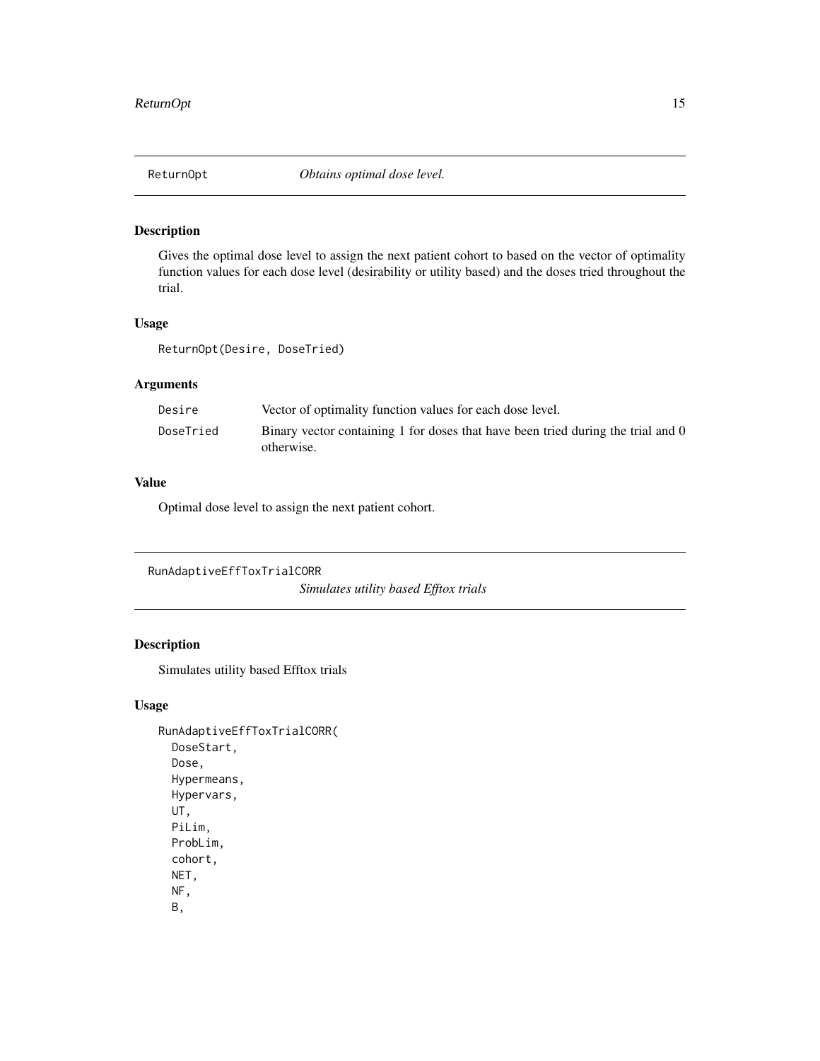## ReturnOpt *Obtains optimal dose level.*

### Description

Gives the optimal dose level to assign the next patient cohort to based on the vector of optimality function values for each dose level (desirability or utility based) and the doses tried throughout the trial.

### Usage

```
ReturnOpt(Desire, DoseTried)
```

### Arguments

| | |
|---|---|
| Desire | Vector of optimality function values for each dose level. |
| DoseTried | Binary vector containing 1 for doses that have been tried during the trial and 0 otherwise. |

### Value

Optimal dose level to assign the next patient cohort.

## RunAdaptiveEffToxTrialCORR *Simulates utility based Efftox trials*

### Description

Simulates utility based Efftox trials

### Usage

```
RunAdaptiveEffToxTrialCORR(
  DoseStart,
  Dose,
  Hypermeans,
  Hypervars,
  UT,
  PiLim,
  ProbLim,
  cohort,
  NET,
  NF,
  B,
```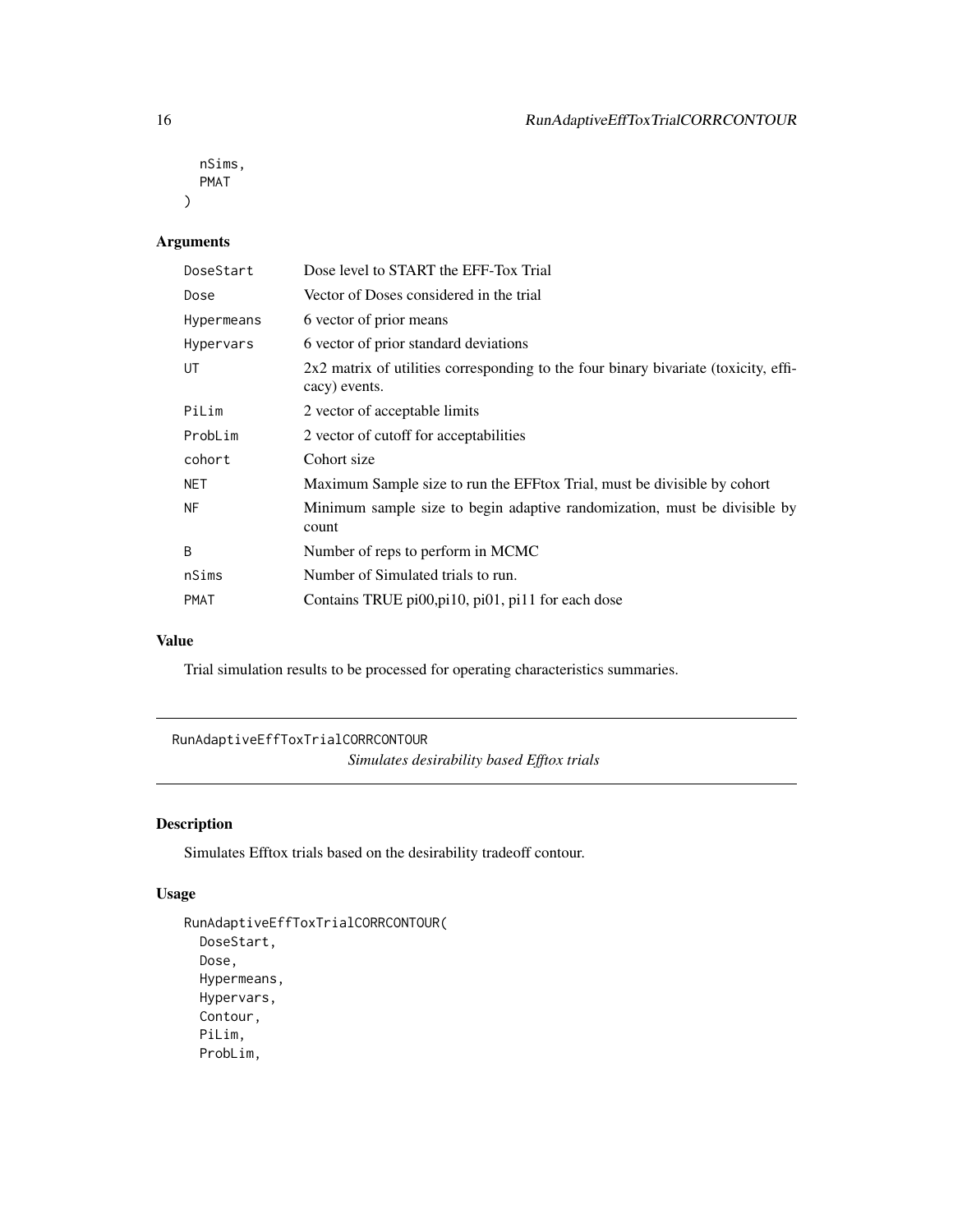```
  nSims,
  PMAT
)
```

## Arguments

| | |
|---|---|
| DoseStart | Dose level to START the EFF-Tox Trial |
| Dose | Vector of Doses considered in the trial |
| Hypermeans | 6 vector of prior means |
| Hypervars | 6 vector of prior standard deviations |
| UT | 2x2 matrix of utilities corresponding to the four binary bivariate (toxicity, efficacy) events. |
| PiLim | 2 vector of acceptable limits |
| ProbLim | 2 vector of cutoff for acceptabilities |
| cohort | Cohort size |
| NET | Maximum Sample size to run the EFFtox Trial, must be divisible by cohort |
| NF | Minimum sample size to begin adaptive randomization, must be divisible by count |
| B | Number of reps to perform in MCMC |
| nSims | Number of Simulated trials to run. |
| PMAT | Contains TRUE pi00,pi10, pi01, pi11 for each dose |

## Value

Trial simulation results to be processed for operating characteristics summaries.

---

# RunAdaptiveEffToxTrialCORRCONTOUR

*Simulates desirability based Efftox trials*

## Description

Simulates Efftox trials based on the desirability tradeoff contour.

## Usage

```
RunAdaptiveEffToxTrialCORRCONTOUR(
  DoseStart,
  Dose,
  Hypermeans,
  Hypervars,
  Contour,
  PiLim,
  ProbLim,
```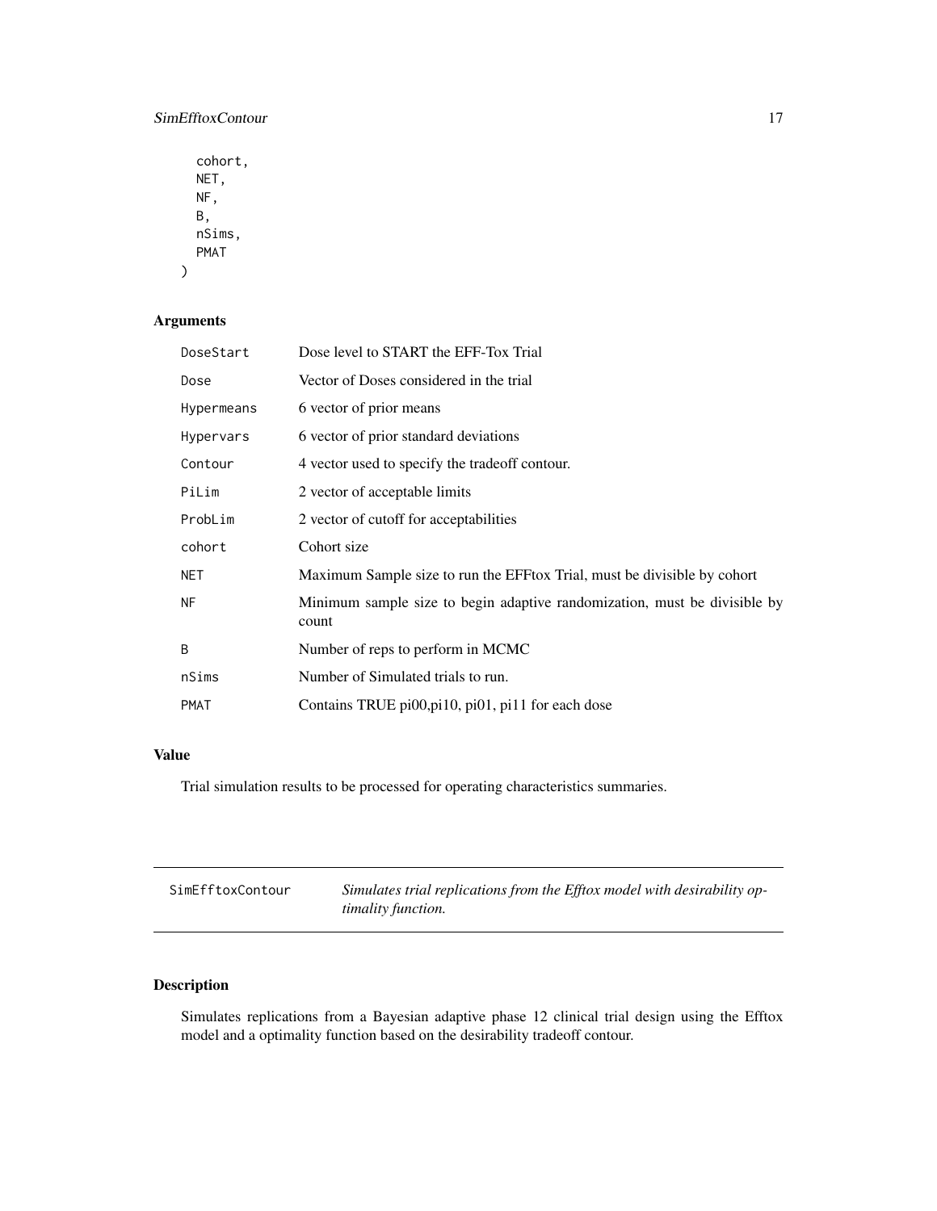```
  cohort,
  NET,
  NF,
  B,
  nSims,
  PMAT
)
```

### Arguments

| | |
|---|---|
| DoseStart | Dose level to START the EFF-Tox Trial |
| Dose | Vector of Doses considered in the trial |
| Hypermeans | 6 vector of prior means |
| Hypervars | 6 vector of prior standard deviations |
| Contour | 4 vector used to specify the tradeoff contour. |
| PiLim | 2 vector of acceptable limits |
| ProbLim | 2 vector of cutoff for acceptabilities |
| cohort | Cohort size |
| NET | Maximum Sample size to run the EFFtox Trial, must be divisible by cohort |
| NF | Minimum sample size to begin adaptive randomization, must be divisible by count |
| B | Number of reps to perform in MCMC |
| nSims | Number of Simulated trials to run. |
| PMAT | Contains TRUE pi00,pi10, pi01, pi11 for each dose |

### Value

Trial simulation results to be processed for operating characteristics summaries.

---

## SimEfftoxContour *Simulates trial replications from the Efftox model with desirability optimality function.*

---

### Description

Simulates replications from a Bayesian adaptive phase 12 clinical trial design using the Efftox model and a optimality function based on the desirability tradeoff contour.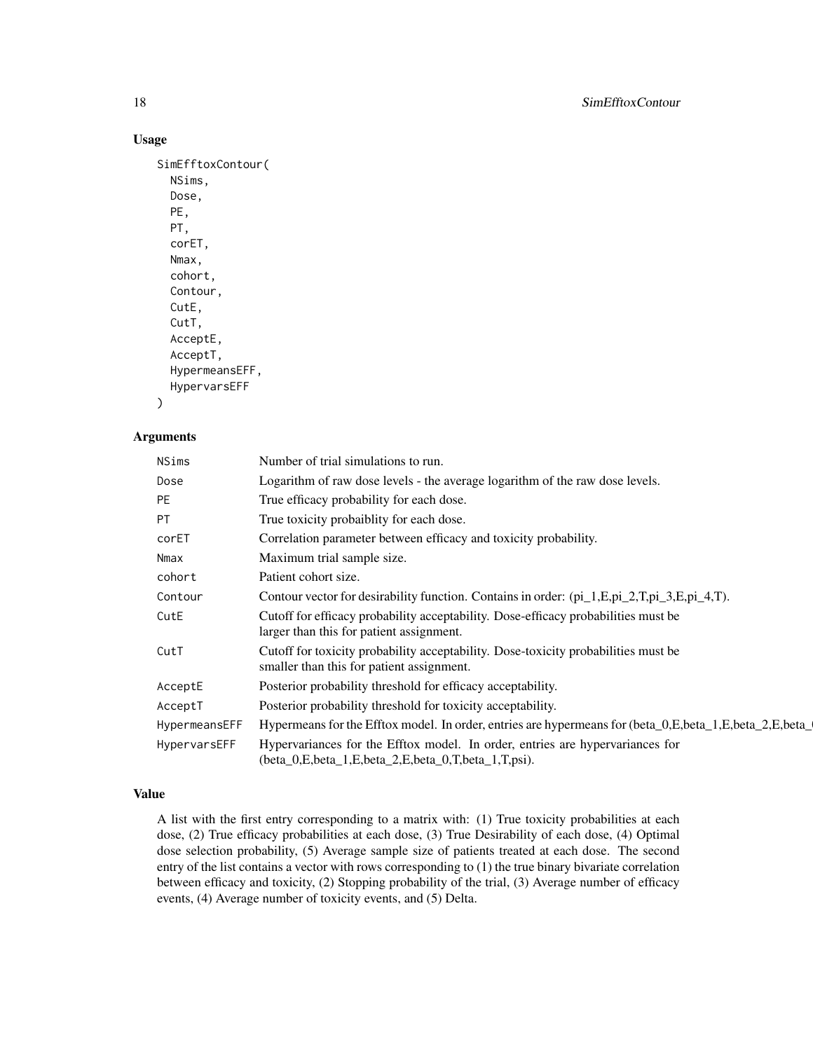## Usage

```
SimEfftoxContour(
  NSims,
  Dose,
  PE,
  PT,
  corET,
  Nmax,
  cohort,
  Contour,
  CutE,
  CutT,
  AcceptE,
  AcceptT,
  HypermeansEFF,
  HypervarsEFF
)
```

## Arguments

| | |
|---|---|
| NSims | Number of trial simulations to run. |
| Dose | Logarithm of raw dose levels - the average logarithm of the raw dose levels. |
| PE | True efficacy probability for each dose. |
| PT | True toxicity probaiblity for each dose. |
| corET | Correlation parameter between efficacy and toxicity probability. |
| Nmax | Maximum trial sample size. |
| cohort | Patient cohort size. |
| Contour | Contour vector for desirability function. Contains in order: (pi_1,E,pi_2,T,pi_3,E,pi_4,T). |
| CutE | Cutoff for efficacy probability acceptability. Dose-efficacy probabilities must be larger than this for patient assignment. |
| CutT | Cutoff for toxicity probability acceptability. Dose-toxicity probabilities must be smaller than this for patient assignment. |
| AcceptE | Posterior probability threshold for efficacy acceptability. |
| AcceptT | Posterior probability threshold for toxicity acceptability. |
| HypermeansEFF | Hypermeans for the Efftox model. In order, entries are hypermeans for (beta_0,E,beta_1,E,beta_2,E,beta_ |
| HypervarsEFF | Hypervariances for the Efftox model. In order, entries are hypervariances for (beta_0,E,beta_1,E,beta_2,E,beta_0,T,beta_1,T,psi). |

## Value

A list with the first entry corresponding to a matrix with: (1) True toxicity probabilities at each dose, (2) True efficacy probabilities at each dose, (3) True Desirability of each dose, (4) Optimal dose selection probability, (5) Average sample size of patients treated at each dose. The second entry of the list contains a vector with rows corresponding to (1) the true binary bivariate correlation between efficacy and toxicity, (2) Stopping probability of the trial, (3) Average number of efficacy events, (4) Average number of toxicity events, and (5) Delta.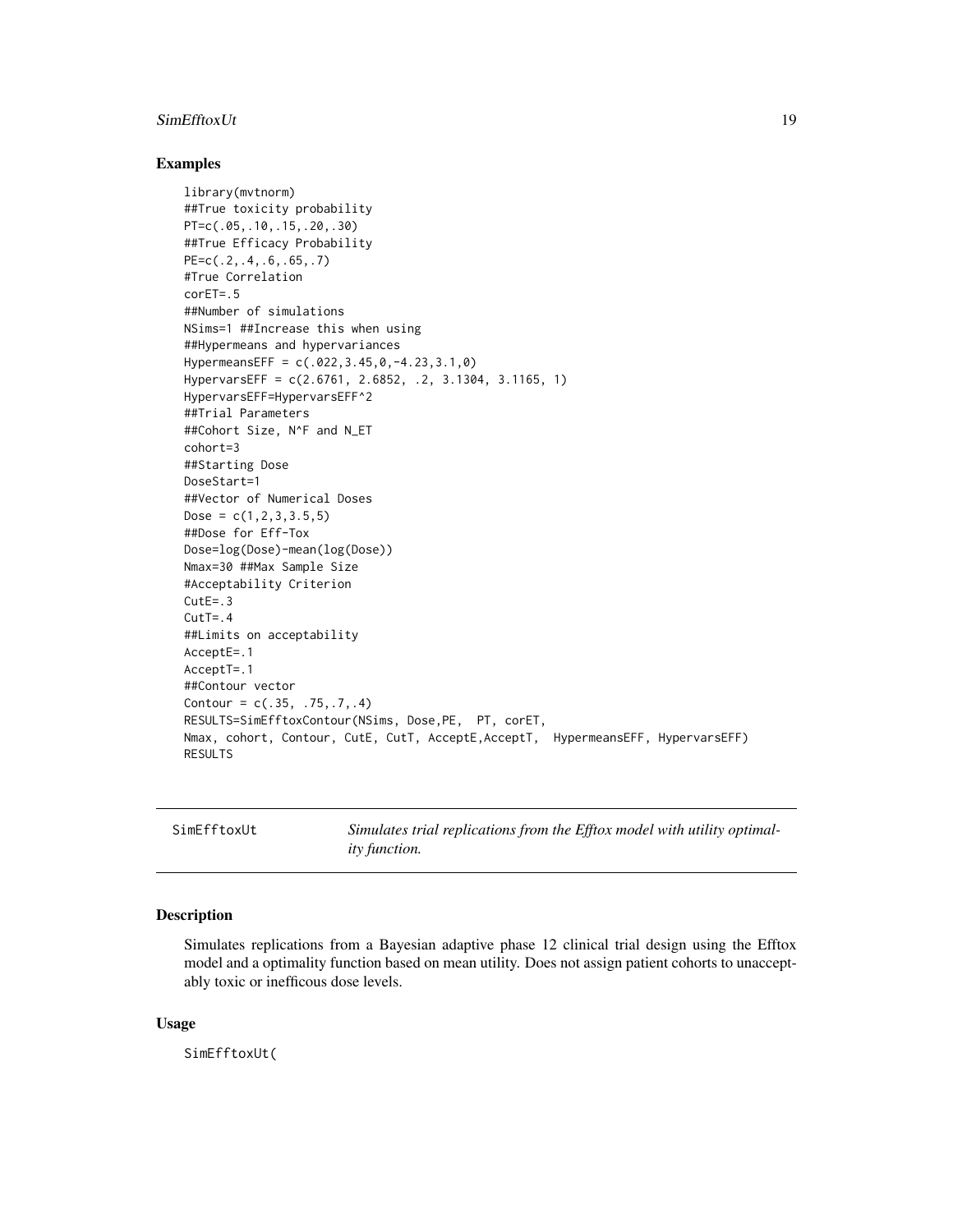## Examples

```
library(mvtnorm)
##True toxicity probability
PT=c(.05,.10,.15,.20,.30)
##True Efficacy Probability
PE=c(.2,.4,.6,.65,.7)
#True Correlation
corET=.5
##Number of simulations
NSims=1 ##Increase this when using
##Hypermeans and hypervariances
HypermeansEFF = c(.022,3.45,0,-4.23,3.1,0)
HypervarsEFF = c(2.6761, 2.6852, .2, 3.1304, 3.1165, 1)
HypervarsEFF=HypervarsEFF^2
##Trial Parameters
##Cohort Size, N^F and N_ET
cohort=3
##Starting Dose
DoseStart=1
##Vector of Numerical Doses
Dose = c(1,2,3,3.5,5)
##Dose for Eff-Tox
Dose=log(Dose)-mean(log(Dose))
Nmax=30 ##Max Sample Size
#Acceptability Criterion
CutE=.3
CutT=.4
##Limits on acceptability
AcceptE=.1
AcceptT=.1
##Contour vector
Contour = c(.35, .75,.7,.4)
RESULTS=SimEfftoxContour(NSims, Dose,PE,  PT, corET,
Nmax, cohort, Contour, CutE, CutT, AcceptE,AcceptT,  HypermeansEFF, HypervarsEFF)
RESULTS
```

---

`SimEfftoxUt` *Simulates trial replications from the Efftox model with utility optimality function.*

---

## Description

Simulates replications from a Bayesian adaptive phase 12 clinical trial design using the Efftox model and a optimality function based on mean utility. Does not assign patient cohorts to unacceptably toxic or inefficous dose levels.

## Usage

```
SimEfftoxUt(
```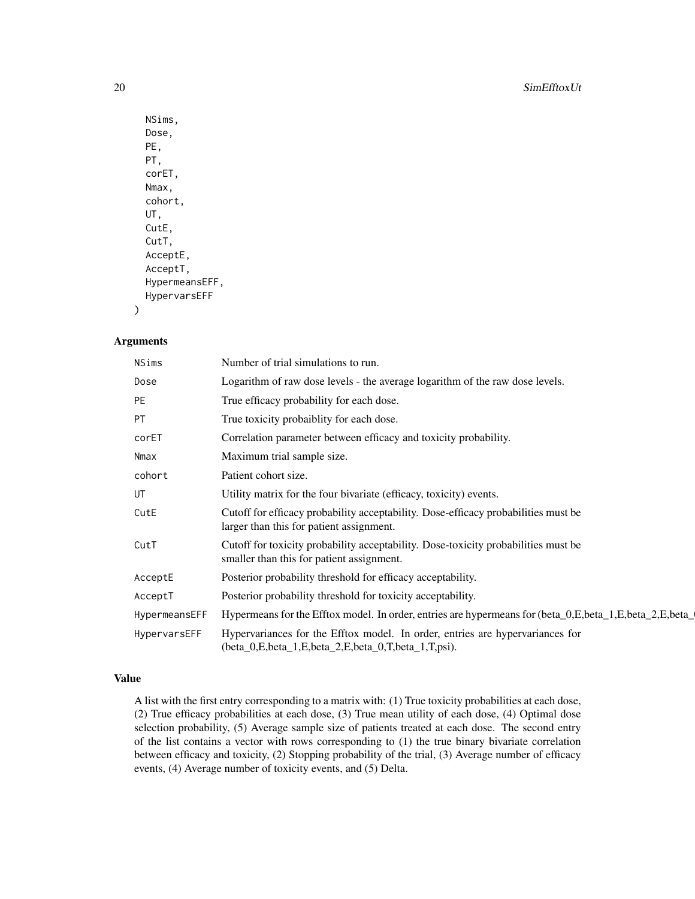```
  NSims,
  Dose,
  PE,
  PT,
  corET,
  Nmax,
  cohort,
  UT,
  CutE,
  CutT,
  AcceptE,
  AcceptT,
  HypermeansEFF,
  HypervarsEFF
)
```

## Arguments

| | |
|---|---|
| NSims | Number of trial simulations to run. |
| Dose | Logarithm of raw dose levels - the average logarithm of the raw dose levels. |
| PE | True efficacy probability for each dose. |
| PT | True toxicity probaiblity for each dose. |
| corET | Correlation parameter between efficacy and toxicity probability. |
| Nmax | Maximum trial sample size. |
| cohort | Patient cohort size. |
| UT | Utility matrix for the four bivariate (efficacy, toxicity) events. |
| CutE | Cutoff for efficacy probability acceptability. Dose-efficacy probabilities must be larger than this for patient assignment. |
| CutT | Cutoff for toxicity probability acceptability. Dose-toxicity probabilities must be smaller than this for patient assignment. |
| AcceptE | Posterior probability threshold for efficacy acceptability. |
| AcceptT | Posterior probability threshold for toxicity acceptability. |
| HypermeansEFF | Hypermeans for the Efftox model. In order, entries are hypermeans for (beta_0,E,beta_1,E,beta_2,E,beta_( |
| HypervarsEFF | Hypervariances for the Efftox model. In order, entries are hypervariances for (beta_0,E,beta_1,E,beta_2,E,beta_0,T,beta_1,T,psi). |

## Value

A list with the first entry corresponding to a matrix with: (1) True toxicity probabilities at each dose, (2) True efficacy probabilities at each dose, (3) True mean utility of each dose, (4) Optimal dose selection probability, (5) Average sample size of patients treated at each dose. The second entry of the list contains a vector with rows corresponding to (1) the true binary bivariate correlation between efficacy and toxicity, (2) Stopping probability of the trial, (3) Average number of efficacy events, (4) Average number of toxicity events, and (5) Delta.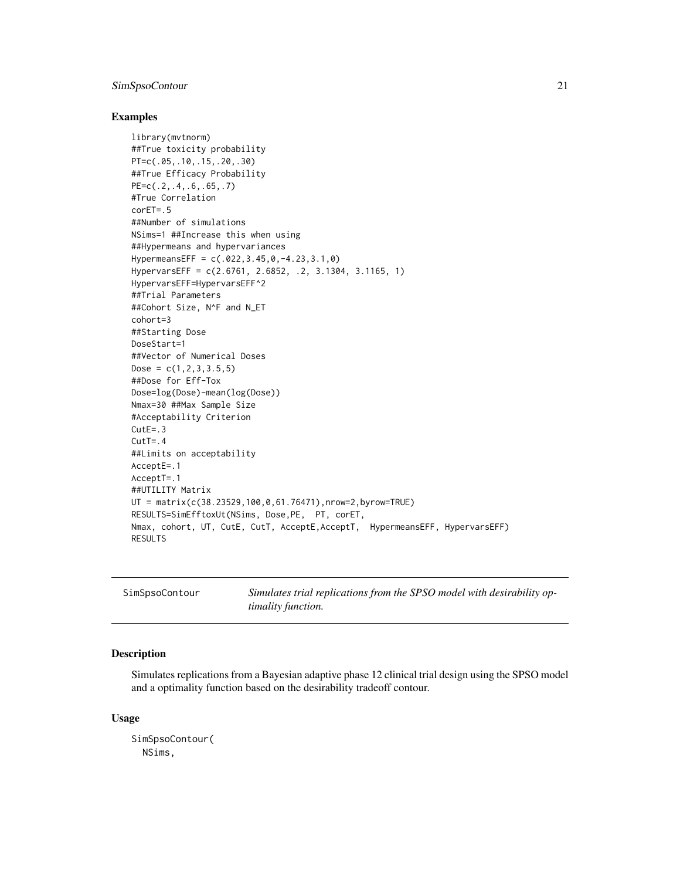## Examples

```
library(mvtnorm)
##True toxicity probability
PT=c(.05,.10,.15,.20,.30)
##True Efficacy Probability
PE=c(.2,.4,.6,.65,.7)
#True Correlation
corET=.5
##Number of simulations
NSims=1 ##Increase this when using
##Hypermeans and hypervariances
HypermeansEFF = c(.022,3.45,0,-4.23,3.1,0)
HypervarsEFF = c(2.6761, 2.6852, .2, 3.1304, 3.1165, 1)
HypervarsEFF=HypervarsEFF^2
##Trial Parameters
##Cohort Size, N^F and N_ET
cohort=3
##Starting Dose
DoseStart=1
##Vector of Numerical Doses
Dose = c(1,2,3,3.5,5)
##Dose for Eff-Tox
Dose=log(Dose)-mean(log(Dose))
Nmax=30 ##Max Sample Size
#Acceptability Criterion
CutE=.3
CutT=.4
##Limits on acceptability
AcceptE=.1
AcceptT=.1
##UTILITY Matrix
UT = matrix(c(38.23529,100,0,61.76471),nrow=2,byrow=TRUE)
RESULTS=SimEfftoxUt(NSims, Dose,PE,  PT, corET,
Nmax, cohort, UT, CutE, CutT, AcceptE,AcceptT,  HypermeansEFF, HypervarsEFF)
RESULTS
```

---

`SimSpsoContour` — *Simulates trial replications from the SPSO model with desirability optimality function.*

---

## Description

Simulates replications from a Bayesian adaptive phase 12 clinical trial design using the SPSO model and a optimality function based on the desirability tradeoff contour.

## Usage

```
SimSpsoContour(
  NSims,
```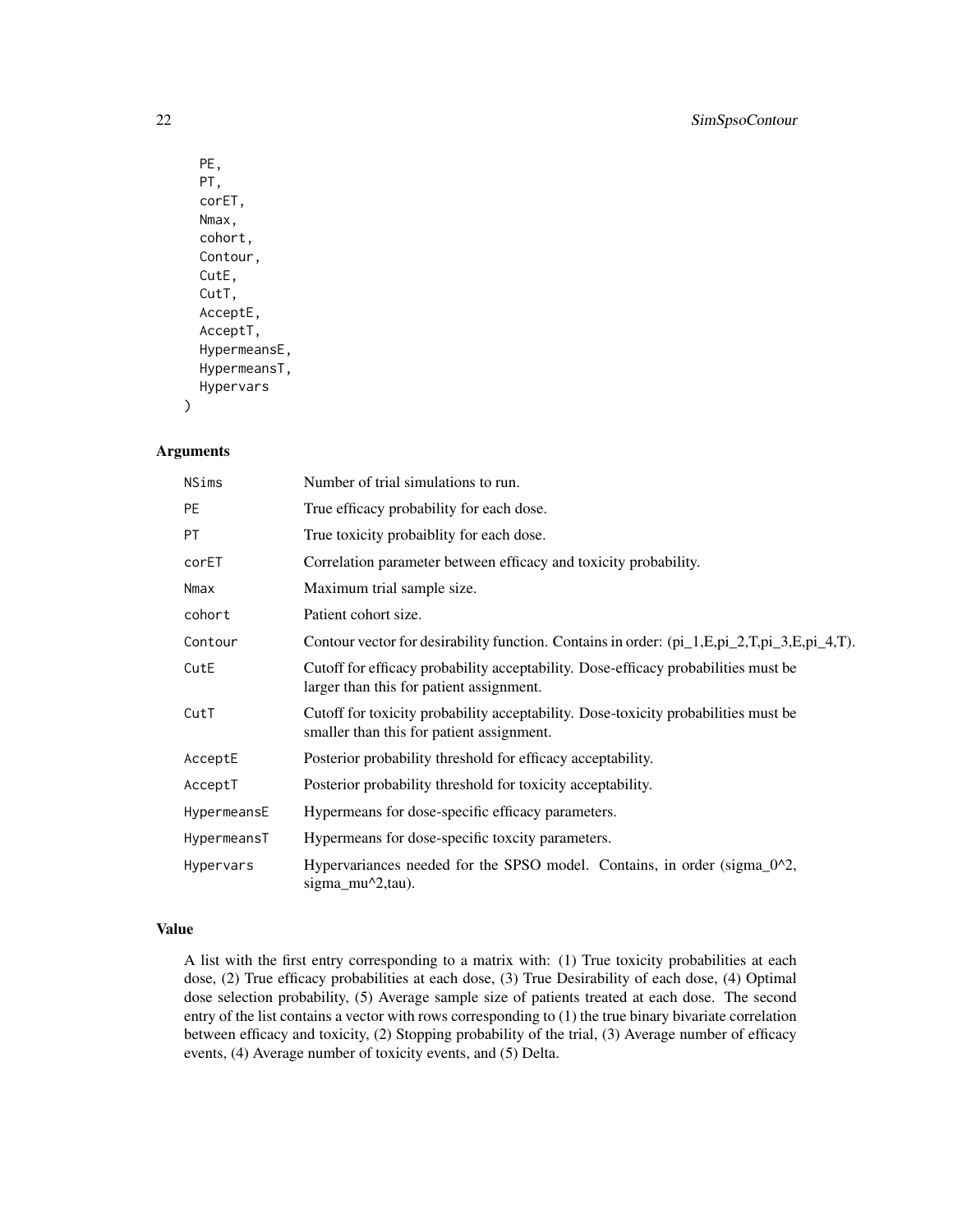```
  PE,
  PT,
  corET,
  Nmax,
  cohort,
  Contour,
  CutE,
  CutT,
  AcceptE,
  AcceptT,
  HypermeansE,
  HypermeansT,
  Hypervars
)
```

### Arguments

| | |
|---|---|
| NSims | Number of trial simulations to run. |
| PE | True efficacy probability for each dose. |
| PT | True toxicity probaiblity for each dose. |
| corET | Correlation parameter between efficacy and toxicity probability. |
| Nmax | Maximum trial sample size. |
| cohort | Patient cohort size. |
| Contour | Contour vector for desirability function. Contains in order: (pi_1,E,pi_2,T,pi_3,E,pi_4,T). |
| CutE | Cutoff for efficacy probability acceptability. Dose-efficacy probabilities must be larger than this for patient assignment. |
| CutT | Cutoff for toxicity probability acceptability. Dose-toxicity probabilities must be smaller than this for patient assignment. |
| AcceptE | Posterior probability threshold for efficacy acceptability. |
| AcceptT | Posterior probability threshold for toxicity acceptability. |
| HypermeansE | Hypermeans for dose-specific efficacy parameters. |
| HypermeansT | Hypermeans for dose-specific toxcity parameters. |
| Hypervars | Hypervariances needed for the SPSO model. Contains, in order (sigma_0^2, sigma_mu^2,tau). |

### Value

A list with the first entry corresponding to a matrix with: (1) True toxicity probabilities at each dose, (2) True efficacy probabilities at each dose, (3) True Desirability of each dose, (4) Optimal dose selection probability, (5) Average sample size of patients treated at each dose. The second entry of the list contains a vector with rows corresponding to (1) the true binary bivariate correlation between efficacy and toxicity, (2) Stopping probability of the trial, (3) Average number of efficacy events, (4) Average number of toxicity events, and (5) Delta.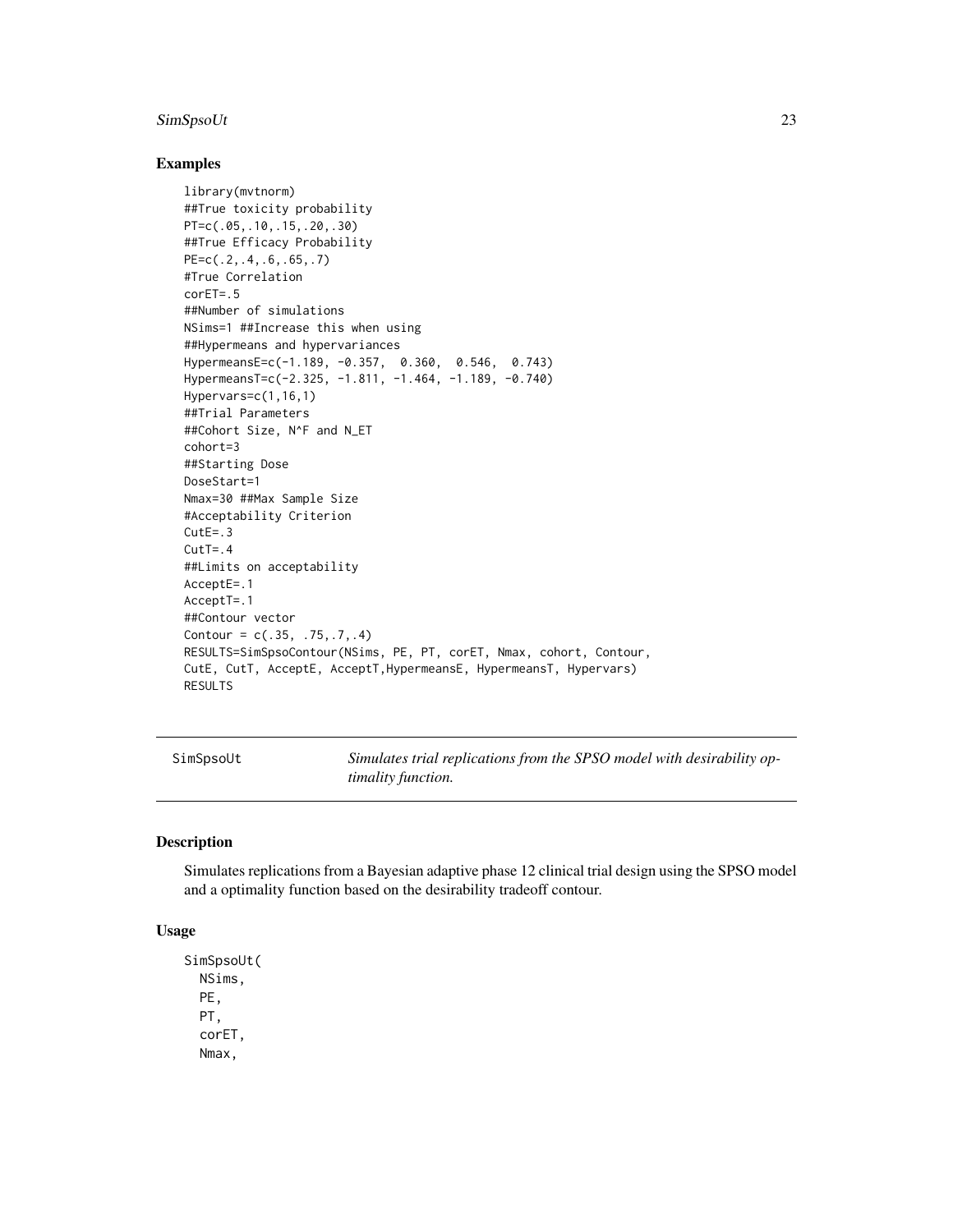## Examples

```
library(mvtnorm)
##True toxicity probability
PT=c(.05,.10,.15,.20,.30)
##True Efficacy Probability
PE=c(.2,.4,.6,.65,.7)
#True Correlation
corET=.5
##Number of simulations
NSims=1 ##Increase this when using
##Hypermeans and hypervariances
HypermeansE=c(-1.189, -0.357,  0.360,  0.546,  0.743)
HypermeansT=c(-2.325, -1.811, -1.464, -1.189, -0.740)
Hypervars=c(1,16,1)
##Trial Parameters
##Cohort Size, N^F and N_ET
cohort=3
##Starting Dose
DoseStart=1
Nmax=30 ##Max Sample Size
#Acceptability Criterion
CutE=.3
CutT=.4
##Limits on acceptability
AcceptE=.1
AcceptT=.1
##Contour vector
Contour = c(.35, .75,.7,.4)
RESULTS=SimSpsoContour(NSims, PE, PT, corET, Nmax, cohort, Contour,
CutE, CutT, AcceptE, AcceptT,HypermeansE, HypermeansT, Hypervars)
RESULTS
```

---

`SimSpsoUt` *Simulates trial replications from the SPSO model with desirability optimality function.*

---

## Description

Simulates replications from a Bayesian adaptive phase 12 clinical trial design using the SPSO model and a optimality function based on the desirability tradeoff contour.

## Usage

```
SimSpsoUt(
  NSims,
  PE,
  PT,
  corET,
  Nmax,
```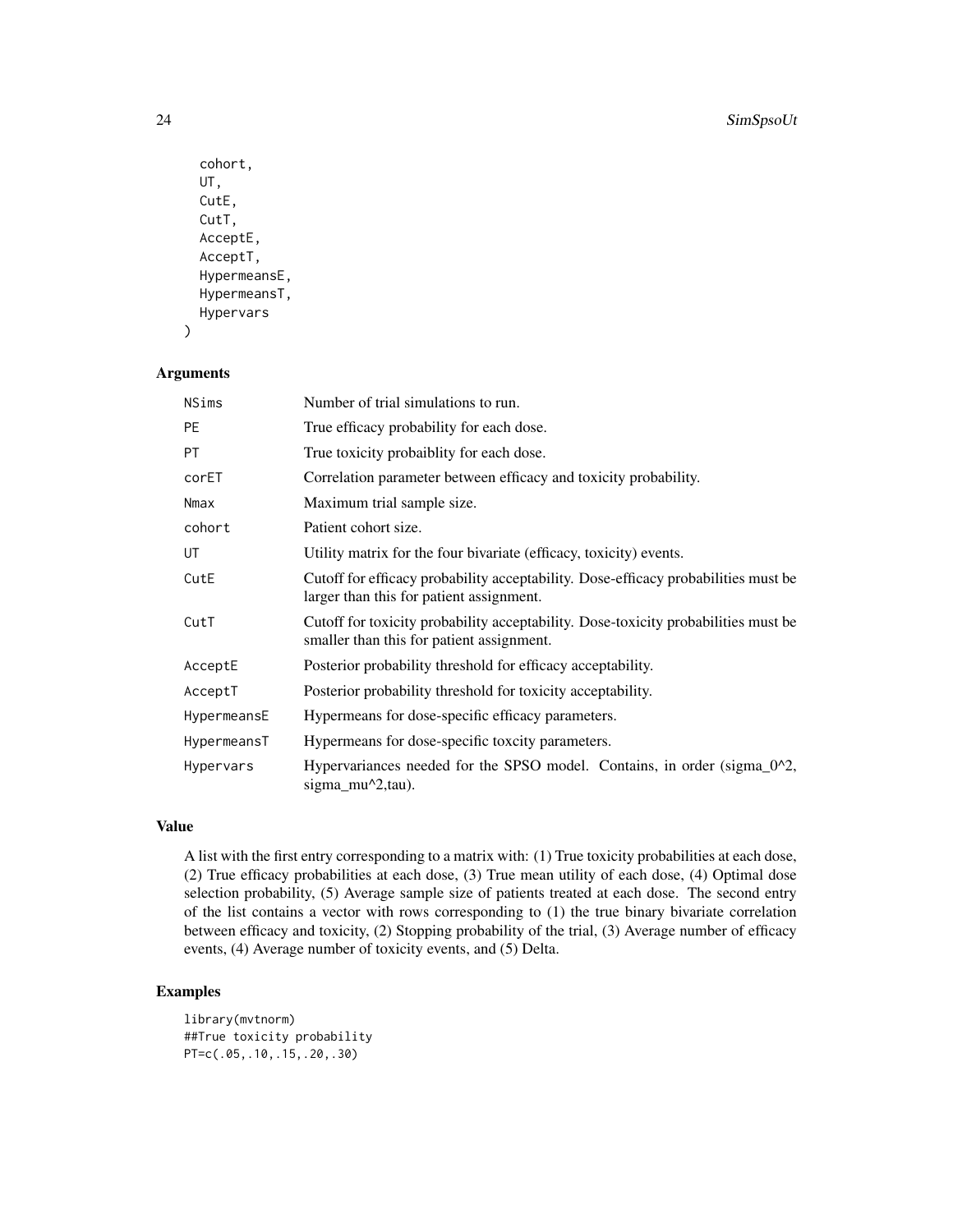```
  cohort,
  UT,
  CutE,
  CutT,
  AcceptE,
  AcceptT,
  HypermeansE,
  HypermeansT,
  Hypervars
)
```

## Arguments

| | |
|---|---|
| NSims | Number of trial simulations to run. |
| PE | True efficacy probability for each dose. |
| PT | True toxicity probaiblity for each dose. |
| corET | Correlation parameter between efficacy and toxicity probability. |
| Nmax | Maximum trial sample size. |
| cohort | Patient cohort size. |
| UT | Utility matrix for the four bivariate (efficacy, toxicity) events. |
| CutE | Cutoff for efficacy probability acceptability. Dose-efficacy probabilities must be larger than this for patient assignment. |
| CutT | Cutoff for toxicity probability acceptability. Dose-toxicity probabilities must be smaller than this for patient assignment. |
| AcceptE | Posterior probability threshold for efficacy acceptability. |
| AcceptT | Posterior probability threshold for toxicity acceptability. |
| HypermeansE | Hypermeans for dose-specific efficacy parameters. |
| HypermeansT | Hypermeans for dose-specific toxcity parameters. |
| Hypervars | Hypervariances needed for the SPSO model. Contains, in order (sigma_0^2, sigma_mu^2,tau). |

## Value

A list with the first entry corresponding to a matrix with: (1) True toxicity probabilities at each dose, (2) True efficacy probabilities at each dose, (3) True mean utility of each dose, (4) Optimal dose selection probability, (5) Average sample size of patients treated at each dose. The second entry of the list contains a vector with rows corresponding to (1) the true binary bivariate correlation between efficacy and toxicity, (2) Stopping probability of the trial, (3) Average number of efficacy events, (4) Average number of toxicity events, and (5) Delta.

## Examples

```
library(mvtnorm)
##True toxicity probability
PT=c(.05,.10,.15,.20,.30)
```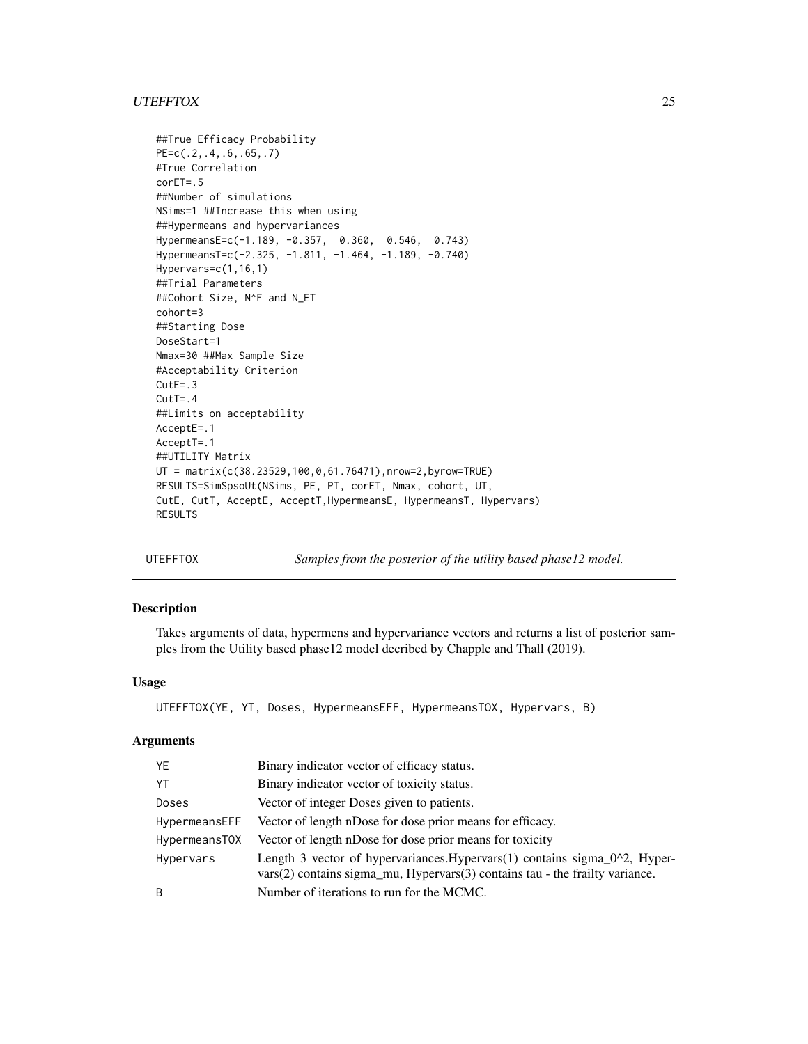```
##True Efficacy Probability
PE=c(.2,.4,.6,.65,.7)
#True Correlation
corET=.5
##Number of simulations
NSims=1 ##Increase this when using
##Hypermeans and hypervariances
HypermeansE=c(-1.189, -0.357,  0.360,  0.546,  0.743)
HypermeansT=c(-2.325, -1.811, -1.464, -1.189, -0.740)
Hypervars=c(1,16,1)
##Trial Parameters
##Cohort Size, N^F and N_ET
cohort=3
##Starting Dose
DoseStart=1
Nmax=30 ##Max Sample Size
#Acceptability Criterion
CutE=.3
CutT=.4
##Limits on acceptability
AcceptE=.1
AcceptT=.1
##UTILITY Matrix
UT = matrix(c(38.23529,100,0,61.76471),nrow=2,byrow=TRUE)
RESULTS=SimSpsoUt(NSims, PE, PT, corET, Nmax, cohort, UT,
CutE, CutT, AcceptE, AcceptT,HypermeansE, HypermeansT, Hypervars)
RESULTS
```

---

UTEFFTOX    *Samples from the posterior of the utility based phase12 model.*

---

### Description

Takes arguments of data, hypermens and hypervariance vectors and returns a list of posterior samples from the Utility based phase12 model decribed by Chapple and Thall (2019).

### Usage

```
UTEFFTOX(YE, YT, Doses, HypermeansEFF, HypermeansTOX, Hypervars, B)
```

### Arguments

| | |
|---|---|
| YE | Binary indicator vector of efficacy status. |
| YT | Binary indicator vector of toxicity status. |
| Doses | Vector of integer Doses given to patients. |
| HypermeansEFF | Vector of length nDose for dose prior means for efficacy. |
| HypermeansTOX | Vector of length nDose for dose prior means for toxicity |
| Hypervars | Length 3 vector of hypervariances.Hypervars(1) contains sigma_0^2, Hypervars(2) contains sigma_mu, Hypervars(3) contains tau - the frailty variance. |
| B | Number of iterations to run for the MCMC. |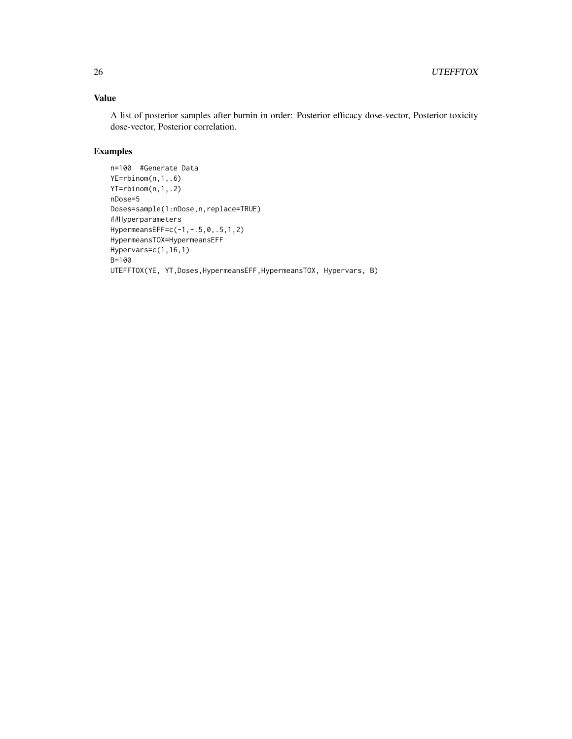## Value

A list of posterior samples after burnin in order: Posterior efficacy dose-vector, Posterior toxicity dose-vector, Posterior correlation.

## Examples

```
n=100  #Generate Data
YE=rbinom(n,1,.6)
YT=rbinom(n,1,.2)
nDose=5
Doses=sample(1:nDose,n,replace=TRUE)
##Hyperparameters
HypermeansEFF=c(-1,-.5,0,.5,1,2)
HypermeansTOX=HypermeansEFF
Hypervars=c(1,16,1)
B=100
UTEFFTOX(YE, YT,Doses,HypermeansEFF,HypermeansTOX, Hypervars, B)
```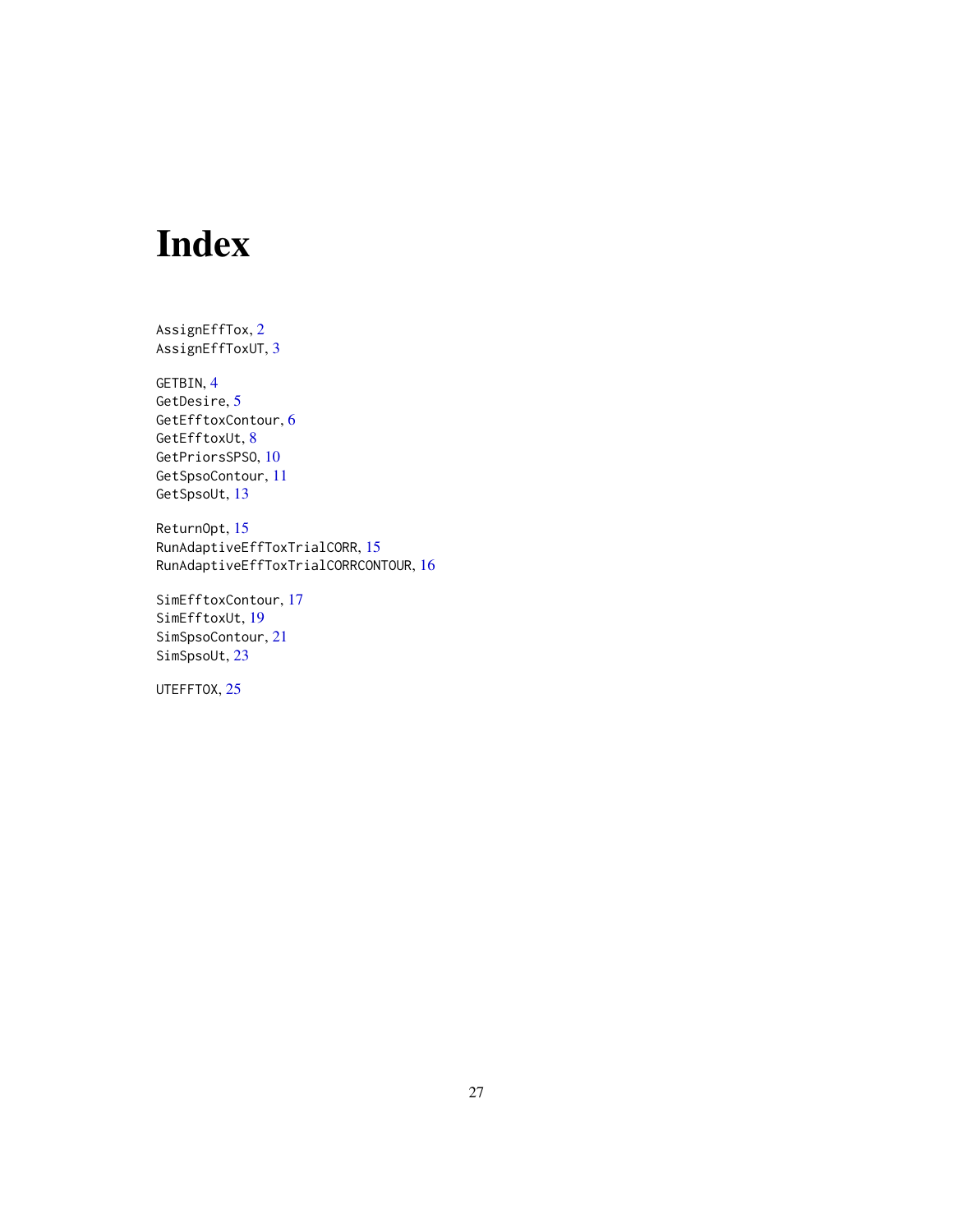# Index

AssignEffTox, 2
AssignEffToxUT, 3

GETBIN, 4
GetDesire, 5
GetEfftoxContour, 6
GetEfftoxUt, 8
GetPriorsSPSO, 10
GetSpsoContour, 11
GetSpsoUt, 13

ReturnOpt, 15
RunAdaptiveEffToxTrialCORR, 15
RunAdaptiveEffToxTrialCORRCONTOUR, 16

SimEfftoxContour, 17
SimEfftoxUt, 19
SimSpsoContour, 21
SimSpsoUt, 23

UTEFFTOX, 25